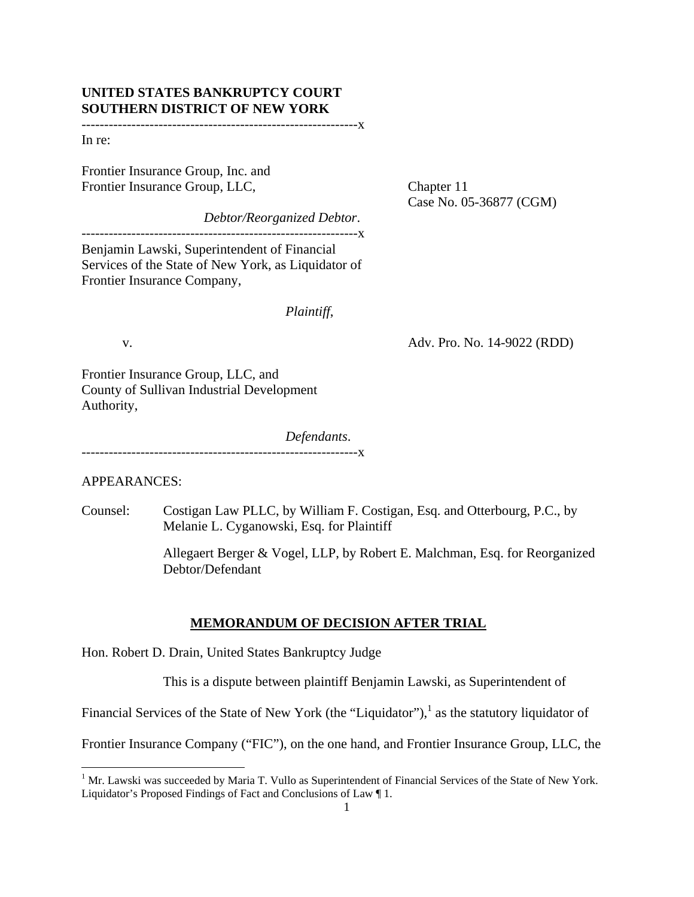**UNITED STATES BANKRUPTCY COURT**
**SOUTHERN DISTRICT OF NEW YORK**

-------------------------------------------------------------x

In re:

Frontier Insurance Group, Inc. and Frontier Insurance Group, LLC,

*Debtor/Reorganized Debtor*.

Chapter 11
Case No. 05-36877 (CGM)

-------------------------------------------------------------x

Benjamin Lawski, Superintendent of Financial Services of the State of New York, as Liquidator of Frontier Insurance Company,

*Plaintiff*,

v.

Adv. Pro. No. 14-9022 (RDD)

Frontier Insurance Group, LLC, and County of Sullivan Industrial Development Authority,

*Defendants*.

-------------------------------------------------------------x

APPEARANCES:

Counsel: Costigan Law PLLC, by William F. Costigan, Esq. and Otterbourg, P.C., by Melanie L. Cyganowski, Esq. for Plaintiff

Allegaert Berger & Vogel, LLP, by Robert E. Malchman, Esq. for Reorganized Debtor/Defendant

## MEMORANDUM OF DECISION AFTER TRIAL

Hon. Robert D. Drain, United States Bankruptcy Judge

This is a dispute between plaintiff Benjamin Lawski, as Superintendent of Financial Services of the State of New York (the "Liquidator"),[1] as the statutory liquidator of Frontier Insurance Company ("FIC"), on the one hand, and Frontier Insurance Group, LLC, the

[1] Mr. Lawski was succeeded by Maria T. Vullo as Superintendent of Financial Services of the State of New York. Liquidator's Proposed Findings of Fact and Conclusions of Law ¶ 1.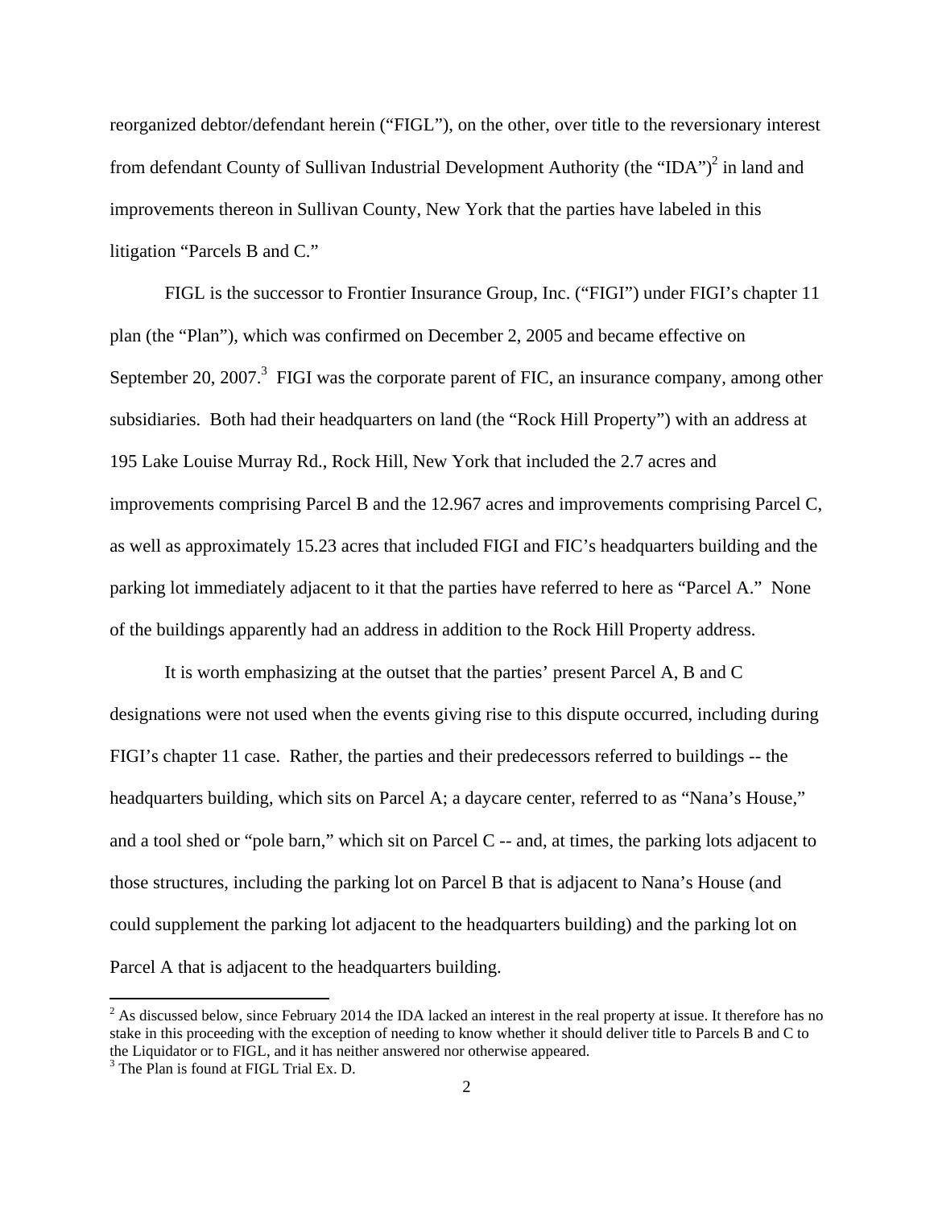reorganized debtor/defendant herein ("FIGL"), on the other, over title to the reversionary interest from defendant County of Sullivan Industrial Development Authority (the "IDA")[2] in land and improvements thereon in Sullivan County, New York that the parties have labeled in this litigation "Parcels B and C."

FIGL is the successor to Frontier Insurance Group, Inc. ("FIGI") under FIGI's chapter 11 plan (the "Plan"), which was confirmed on December 2, 2005 and became effective on September 20, 2007.[3] FIGI was the corporate parent of FIC, an insurance company, among other subsidiaries. Both had their headquarters on land (the "Rock Hill Property") with an address at 195 Lake Louise Murray Rd., Rock Hill, New York that included the 2.7 acres and improvements comprising Parcel B and the 12.967 acres and improvements comprising Parcel C, as well as approximately 15.23 acres that included FIGI and FIC's headquarters building and the parking lot immediately adjacent to it that the parties have referred to here as "Parcel A." None of the buildings apparently had an address in addition to the Rock Hill Property address.

It is worth emphasizing at the outset that the parties' present Parcel A, B and C designations were not used when the events giving rise to this dispute occurred, including during FIGI's chapter 11 case. Rather, the parties and their predecessors referred to buildings -- the headquarters building, which sits on Parcel A; a daycare center, referred to as "Nana's House," and a tool shed or "pole barn," which sit on Parcel C -- and, at times, the parking lots adjacent to those structures, including the parking lot on Parcel B that is adjacent to Nana's House (and could supplement the parking lot adjacent to the headquarters building) and the parking lot on Parcel A that is adjacent to the headquarters building.

[2] As discussed below, since February 2014 the IDA lacked an interest in the real property at issue. It therefore has no stake in this proceeding with the exception of needing to know whether it should deliver title to Parcels B and C to the Liquidator or to FIGL, and it has neither answered nor otherwise appeared.

[3] The Plan is found at FIGL Trial Ex. D.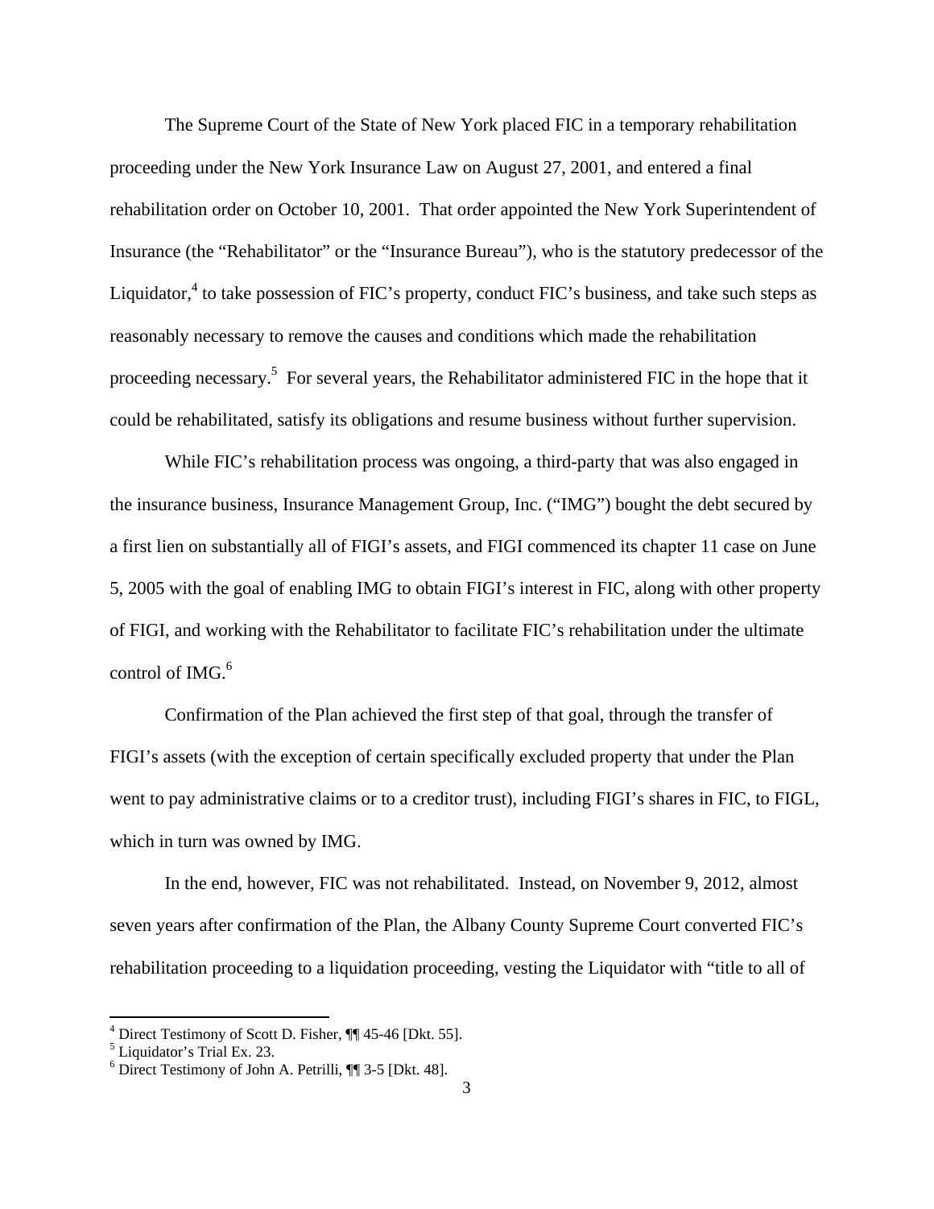The Supreme Court of the State of New York placed FIC in a temporary rehabilitation proceeding under the New York Insurance Law on August 27, 2001, and entered a final rehabilitation order on October 10, 2001. That order appointed the New York Superintendent of Insurance (the "Rehabilitator" or the "Insurance Bureau"), who is the statutory predecessor of the Liquidator,[4] to take possession of FIC's property, conduct FIC's business, and take such steps as reasonably necessary to remove the causes and conditions which made the rehabilitation proceeding necessary.[5] For several years, the Rehabilitator administered FIC in the hope that it could be rehabilitated, satisfy its obligations and resume business without further supervision.

While FIC's rehabilitation process was ongoing, a third-party that was also engaged in the insurance business, Insurance Management Group, Inc. ("IMG") bought the debt secured by a first lien on substantially all of FIGI's assets, and FIGI commenced its chapter 11 case on June 5, 2005 with the goal of enabling IMG to obtain FIGI's interest in FIC, along with other property of FIGI, and working with the Rehabilitator to facilitate FIC's rehabilitation under the ultimate control of IMG.[6]

Confirmation of the Plan achieved the first step of that goal, through the transfer of FIGI's assets (with the exception of certain specifically excluded property that under the Plan went to pay administrative claims or to a creditor trust), including FIGI's shares in FIC, to FIGL, which in turn was owned by IMG.

In the end, however, FIC was not rehabilitated. Instead, on November 9, 2012, almost seven years after confirmation of the Plan, the Albany County Supreme Court converted FIC's rehabilitation proceeding to a liquidation proceeding, vesting the Liquidator with "title to all of

---

[4] Direct Testimony of Scott D. Fisher, ¶¶ 45-46 [Dkt. 55].

[5] Liquidator's Trial Ex. 23.

[6] Direct Testimony of John A. Petrilli, ¶¶ 3-5 [Dkt. 48].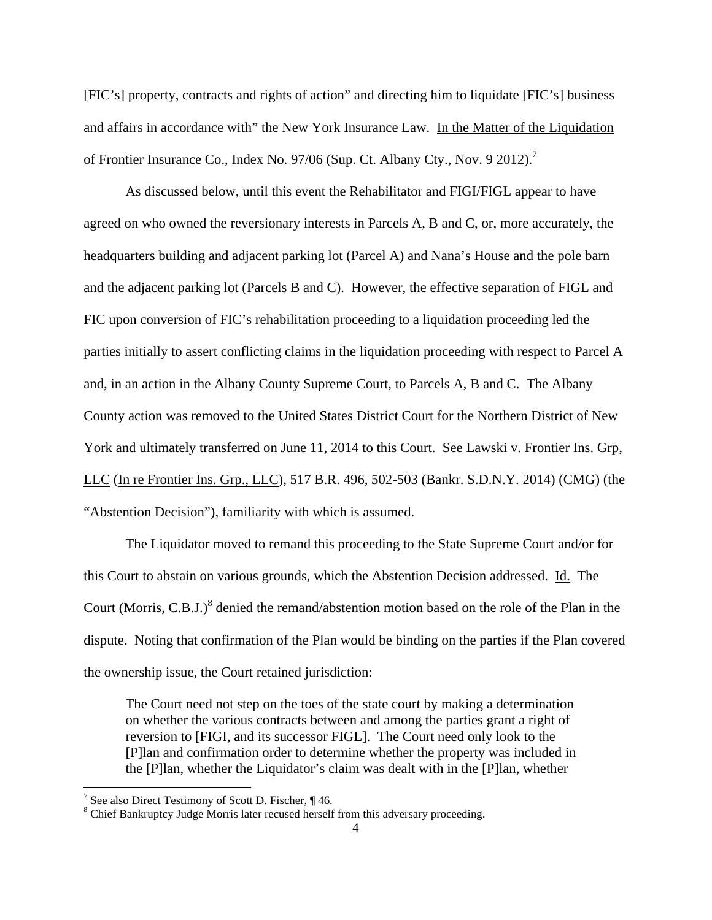[FIC's] property, contracts and rights of action" and directing him to liquidate [FIC's] business and affairs in accordance with" the New York Insurance Law. In the Matter of the Liquidation of Frontier Insurance Co., Index No. 97/06 (Sup. Ct. Albany Cty., Nov. 9 2012).[7]

As discussed below, until this event the Rehabilitator and FIGI/FIGL appear to have agreed on who owned the reversionary interests in Parcels A, B and C, or, more accurately, the headquarters building and adjacent parking lot (Parcel A) and Nana's House and the pole barn and the adjacent parking lot (Parcels B and C). However, the effective separation of FIGL and FIC upon conversion of FIC's rehabilitation proceeding to a liquidation proceeding led the parties initially to assert conflicting claims in the liquidation proceeding with respect to Parcel A and, in an action in the Albany County Supreme Court, to Parcels A, B and C. The Albany County action was removed to the United States District Court for the Northern District of New York and ultimately transferred on June 11, 2014 to this Court. See Lawski v. Frontier Ins. Grp, LLC (In re Frontier Ins. Grp., LLC), 517 B.R. 496, 502-503 (Bankr. S.D.N.Y. 2014) (CMG) (the "Abstention Decision"), familiarity with which is assumed.

The Liquidator moved to remand this proceeding to the State Supreme Court and/or for this Court to abstain on various grounds, which the Abstention Decision addressed. Id. The Court (Morris, C.B.J.)[8] denied the remand/abstention motion based on the role of the Plan in the dispute. Noting that confirmation of the Plan would be binding on the parties if the Plan covered the ownership issue, the Court retained jurisdiction:

> The Court need not step on the toes of the state court by making a determination on whether the various contracts between and among the parties grant a right of reversion to [FIGI, and its successor FIGL]. The Court need only look to the [P]lan and confirmation order to determine whether the property was included in the [P]lan, whether the Liquidator's claim was dealt with in the [P]lan, whether

[7] See also Direct Testimony of Scott D. Fischer, ¶ 46.

[8] Chief Bankruptcy Judge Morris later recused herself from this adversary proceeding.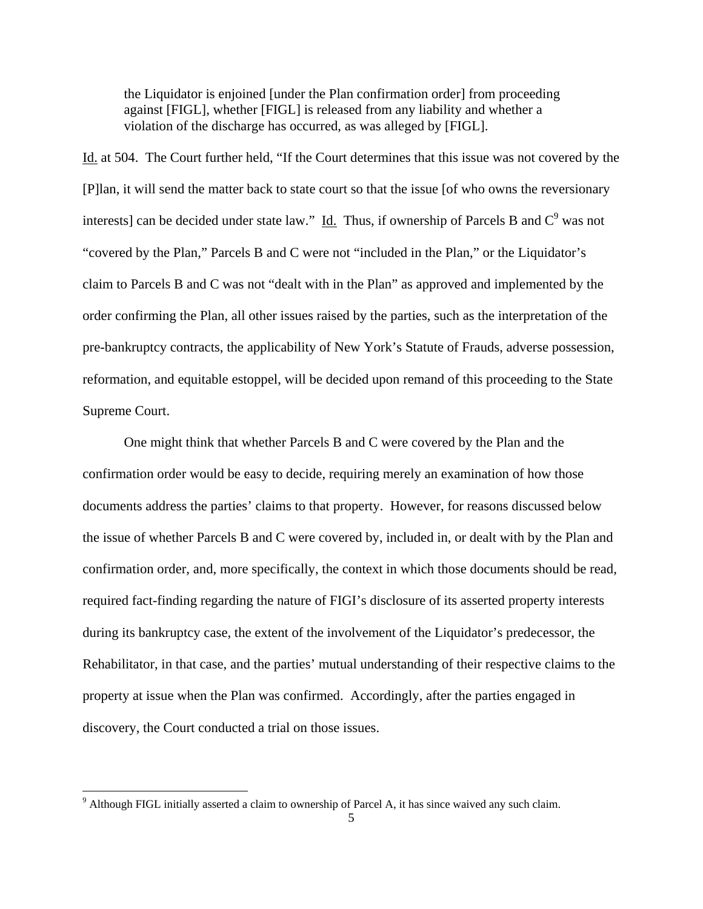the Liquidator is enjoined [under the Plan confirmation order] from proceeding against [FIGL], whether [FIGL] is released from any liability and whether a violation of the discharge has occurred, as was alleged by [FIGL].

Id. at 504. The Court further held, "If the Court determines that this issue was not covered by the [P]lan, it will send the matter back to state court so that the issue [of who owns the reversionary interests] can be decided under state law." Id. Thus, if ownership of Parcels B and C[9] was not "covered by the Plan," Parcels B and C were not "included in the Plan," or the Liquidator's claim to Parcels B and C was not "dealt with in the Plan" as approved and implemented by the order confirming the Plan, all other issues raised by the parties, such as the interpretation of the pre-bankruptcy contracts, the applicability of New York's Statute of Frauds, adverse possession, reformation, and equitable estoppel, will be decided upon remand of this proceeding to the State Supreme Court.

One might think that whether Parcels B and C were covered by the Plan and the confirmation order would be easy to decide, requiring merely an examination of how those documents address the parties' claims to that property. However, for reasons discussed below the issue of whether Parcels B and C were covered by, included in, or dealt with by the Plan and confirmation order, and, more specifically, the context in which those documents should be read, required fact-finding regarding the nature of FIGI's disclosure of its asserted property interests during its bankruptcy case, the extent of the involvement of the Liquidator's predecessor, the Rehabilitator, in that case, and the parties' mutual understanding of their respective claims to the property at issue when the Plan was confirmed. Accordingly, after the parties engaged in discovery, the Court conducted a trial on those issues.

[9] Although FIGL initially asserted a claim to ownership of Parcel A, it has since waived any such claim.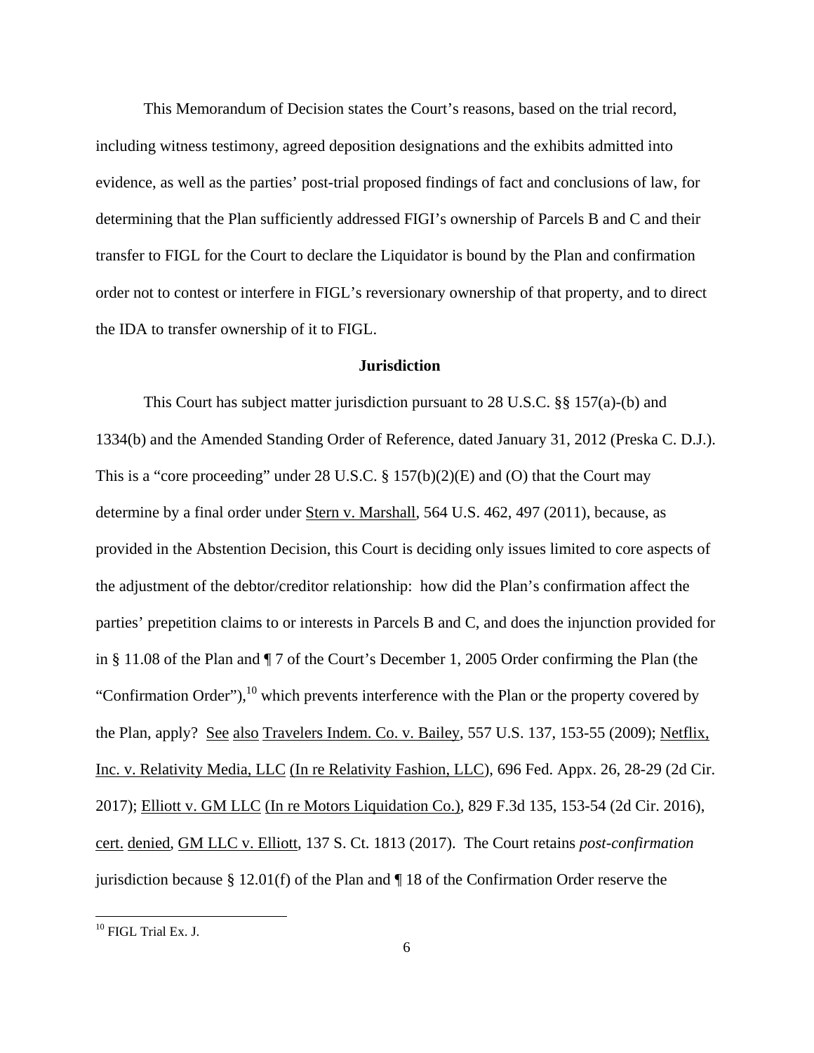This Memorandum of Decision states the Court's reasons, based on the trial record, including witness testimony, agreed deposition designations and the exhibits admitted into evidence, as well as the parties' post-trial proposed findings of fact and conclusions of law, for determining that the Plan sufficiently addressed FIGI's ownership of Parcels B and C and their transfer to FIGL for the Court to declare the Liquidator is bound by the Plan and confirmation order not to contest or interfere in FIGL's reversionary ownership of that property, and to direct the IDA to transfer ownership of it to FIGL.

**Jurisdiction**

This Court has subject matter jurisdiction pursuant to 28 U.S.C. §§ 157(a)-(b) and 1334(b) and the Amended Standing Order of Reference, dated January 31, 2012 (Preska C. D.J.). This is a "core proceeding" under 28 U.S.C. § 157(b)(2)(E) and (O) that the Court may determine by a final order under Stern v. Marshall, 564 U.S. 462, 497 (2011), because, as provided in the Abstention Decision, this Court is deciding only issues limited to core aspects of the adjustment of the debtor/creditor relationship: how did the Plan's confirmation affect the parties' prepetition claims to or interests in Parcels B and C, and does the injunction provided for in § 11.08 of the Plan and ¶ 7 of the Court's December 1, 2005 Order confirming the Plan (the "Confirmation Order"),[10] which prevents interference with the Plan or the property covered by the Plan, apply? See also Travelers Indem. Co. v. Bailey, 557 U.S. 137, 153-55 (2009); Netflix, Inc. v. Relativity Media, LLC (In re Relativity Fashion, LLC), 696 Fed. Appx. 26, 28-29 (2d Cir. 2017); Elliott v. GM LLC (In re Motors Liquidation Co.), 829 F.3d 135, 153-54 (2d Cir. 2016), cert. denied, GM LLC v. Elliott, 137 S. Ct. 1813 (2017). The Court retains *post-confirmation* jurisdiction because § 12.01(f) of the Plan and ¶ 18 of the Confirmation Order reserve the

[10] FIGL Trial Ex. J.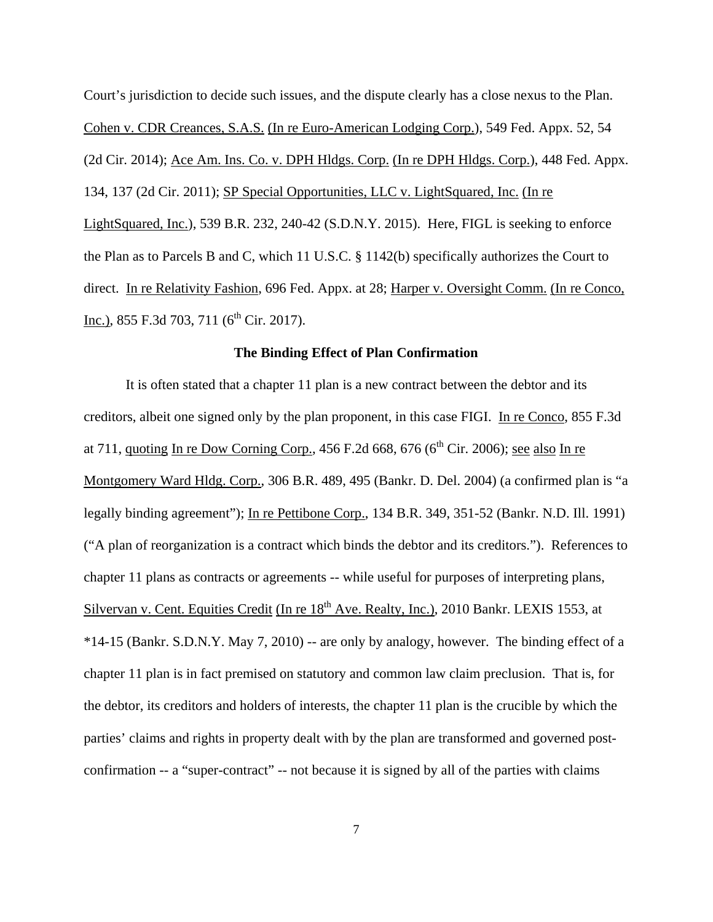Court's jurisdiction to decide such issues, and the dispute clearly has a close nexus to the Plan. Cohen v. CDR Creances, S.A.S. (In re Euro-American Lodging Corp.), 549 Fed. Appx. 52, 54 (2d Cir. 2014); Ace Am. Ins. Co. v. DPH Hldgs. Corp. (In re DPH Hldgs. Corp.), 448 Fed. Appx. 134, 137 (2d Cir. 2011); SP Special Opportunities, LLC v. LightSquared, Inc. (In re LightSquared, Inc.), 539 B.R. 232, 240-42 (S.D.N.Y. 2015). Here, FIGL is seeking to enforce the Plan as to Parcels B and C, which 11 U.S.C. § 1142(b) specifically authorizes the Court to direct. In re Relativity Fashion, 696 Fed. Appx. at 28; Harper v. Oversight Comm. (In re Conco, Inc.), 855 F.3d 703, 711 (6th Cir. 2017).

## The Binding Effect of Plan Confirmation

It is often stated that a chapter 11 plan is a new contract between the debtor and its creditors, albeit one signed only by the plan proponent, in this case FIGI. In re Conco, 855 F.3d at 711, quoting In re Dow Corning Corp., 456 F.2d 668, 676 (6th Cir. 2006); see also In re Montgomery Ward Hldg. Corp., 306 B.R. 489, 495 (Bankr. D. Del. 2004) (a confirmed plan is "a legally binding agreement"); In re Pettibone Corp., 134 B.R. 349, 351-52 (Bankr. N.D. Ill. 1991) ("A plan of reorganization is a contract which binds the debtor and its creditors."). References to chapter 11 plans as contracts or agreements -- while useful for purposes of interpreting plans, Silvervan v. Cent. Equities Credit (In re 18th Ave. Realty, Inc.), 2010 Bankr. LEXIS 1553, at *14-15 (Bankr. S.D.N.Y. May 7, 2010) -- are only by analogy, however. The binding effect of a chapter 11 plan is in fact premised on statutory and common law claim preclusion. That is, for the debtor, its creditors and holders of interests, the chapter 11 plan is the crucible by which the parties' claims and rights in property dealt with by the plan are transformed and governed post-confirmation -- a "super-contract" -- not because it is signed by all of the parties with claims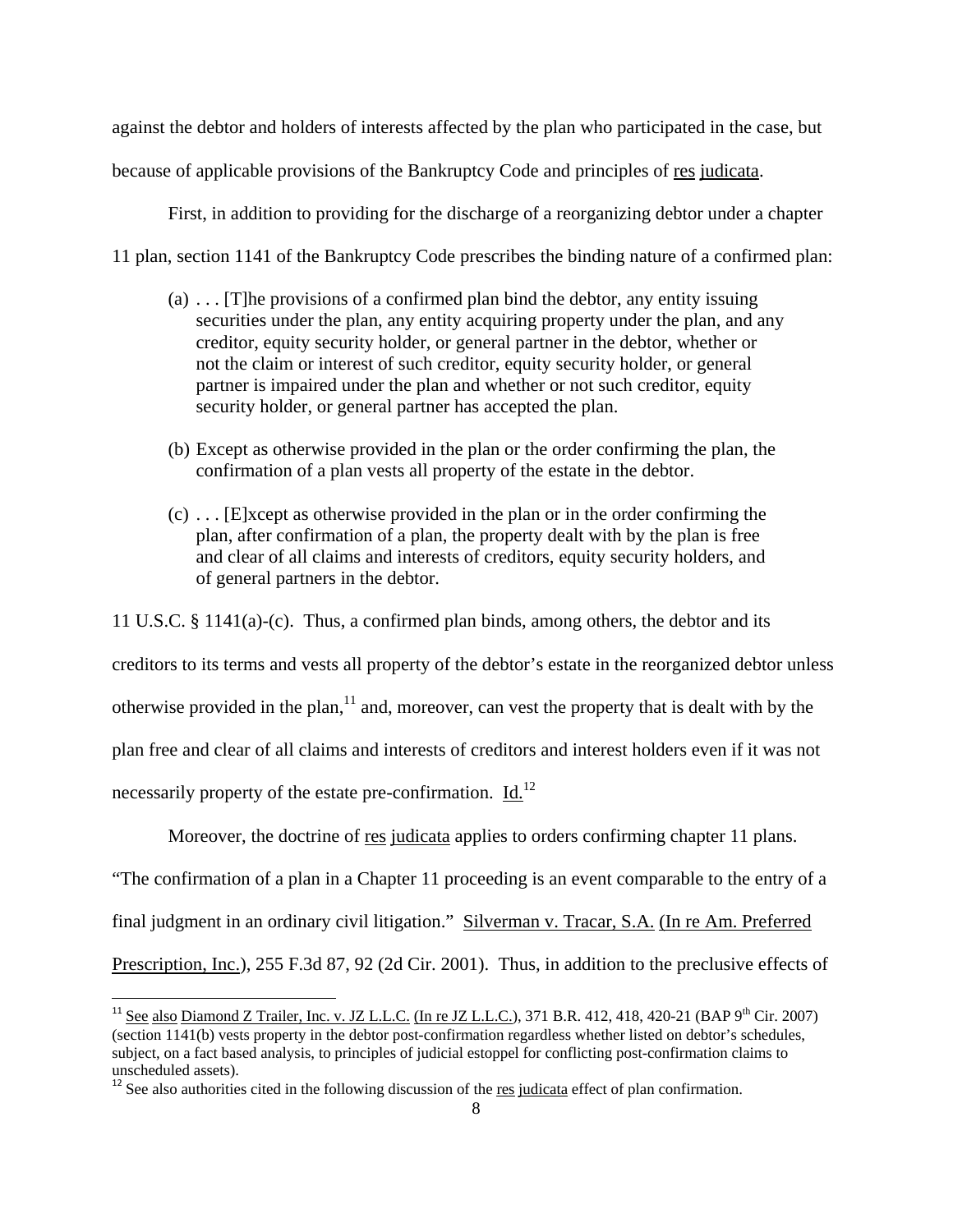against the debtor and holders of interests affected by the plan who participated in the case, but because of applicable provisions of the Bankruptcy Code and principles of res judicata.

First, in addition to providing for the discharge of a reorganizing debtor under a chapter 11 plan, section 1141 of the Bankruptcy Code prescribes the binding nature of a confirmed plan:

> (a) . . . [T]he provisions of a confirmed plan bind the debtor, any entity issuing securities under the plan, any entity acquiring property under the plan, and any creditor, equity security holder, or general partner in the debtor, whether or not the claim or interest of such creditor, equity security holder, or general partner is impaired under the plan and whether or not such creditor, equity security holder, or general partner has accepted the plan.
>
> (b) Except as otherwise provided in the plan or the order confirming the plan, the confirmation of a plan vests all property of the estate in the debtor.
>
> (c) . . . [E]xcept as otherwise provided in the plan or in the order confirming the plan, after confirmation of a plan, the property dealt with by the plan is free and clear of all claims and interests of creditors, equity security holders, and of general partners in the debtor.

11 U.S.C. § 1141(a)-(c). Thus, a confirmed plan binds, among others, the debtor and its creditors to its terms and vests all property of the debtor's estate in the reorganized debtor unless otherwise provided in the plan,[11] and, moreover, can vest the property that is dealt with by the plan free and clear of all claims and interests of creditors and interest holders even if it was not necessarily property of the estate pre-confirmation. Id.[12]

Moreover, the doctrine of res judicata applies to orders confirming chapter 11 plans. "The confirmation of a plan in a Chapter 11 proceeding is an event comparable to the entry of a final judgment in an ordinary civil litigation." Silverman v. Tracar, S.A. (In re Am. Preferred Prescription, Inc.), 255 F.3d 87, 92 (2d Cir. 2001). Thus, in addition to the preclusive effects of

---

[11] See also Diamond Z Trailer, Inc. v. JZ L.L.C. (In re JZ L.L.C.), 371 B.R. 412, 418, 420-21 (BAP 9th Cir. 2007) (section 1141(b) vests property in the debtor post-confirmation regardless whether listed on debtor's schedules, subject, on a fact based analysis, to principles of judicial estoppel for conflicting post-confirmation claims to unscheduled assets).

[12] See also authorities cited in the following discussion of the res judicata effect of plan confirmation.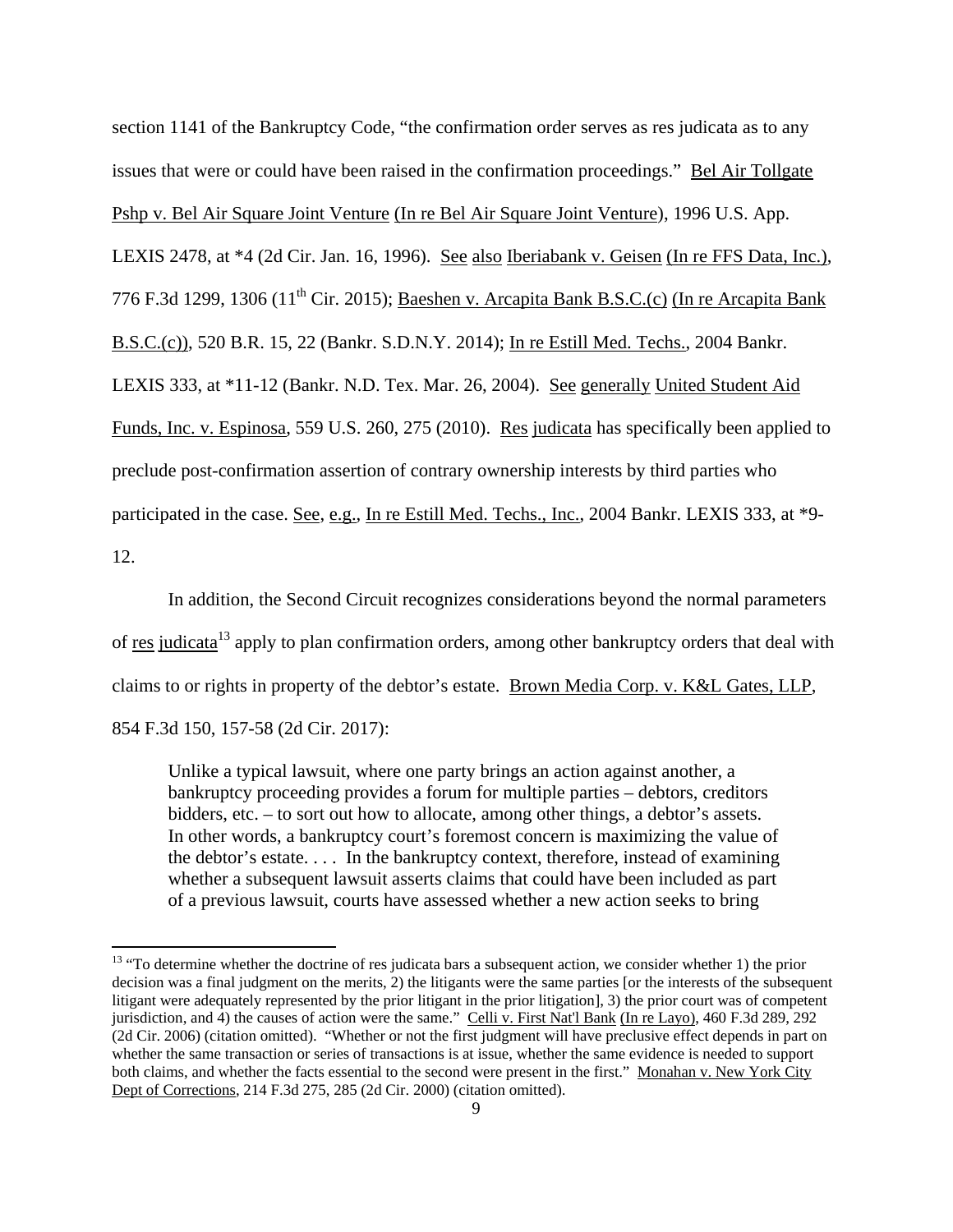section 1141 of the Bankruptcy Code, "the confirmation order serves as res judicata as to any issues that were or could have been raised in the confirmation proceedings." Bel Air Tollgate Pshp v. Bel Air Square Joint Venture (In re Bel Air Square Joint Venture), 1996 U.S. App. LEXIS 2478, at *4 (2d Cir. Jan. 16, 1996). See also Iberiabank v. Geisen (In re FFS Data, Inc.), 776 F.3d 1299, 1306 (11th Cir. 2015); Baeshen v. Arcapita Bank B.S.C.(c) (In re Arcapita Bank B.S.C.(c)), 520 B.R. 15, 22 (Bankr. S.D.N.Y. 2014); In re Estill Med. Techs., 2004 Bankr. LEXIS 333, at *11-12 (Bankr. N.D. Tex. Mar. 26, 2004). See generally United Student Aid Funds, Inc. v. Espinosa, 559 U.S. 260, 275 (2010). Res judicata has specifically been applied to preclude post-confirmation assertion of contrary ownership interests by third parties who participated in the case. See, e.g., In re Estill Med. Techs., Inc., 2004 Bankr. LEXIS 333, at *9-12.

In addition, the Second Circuit recognizes considerations beyond the normal parameters of res judicata[13] apply to plan confirmation orders, among other bankruptcy orders that deal with claims to or rights in property of the debtor's estate. Brown Media Corp. v. K&L Gates, LLP, 854 F.3d 150, 157-58 (2d Cir. 2017):

> Unlike a typical lawsuit, where one party brings an action against another, a bankruptcy proceeding provides a forum for multiple parties – debtors, creditors bidders, etc. – to sort out how to allocate, among other things, a debtor's assets. In other words, a bankruptcy court's foremost concern is maximizing the value of the debtor's estate. . . . In the bankruptcy context, therefore, instead of examining whether a subsequent lawsuit asserts claims that could have been included as part of a previous lawsuit, courts have assessed whether a new action seeks to bring

[13] "To determine whether the doctrine of res judicata bars a subsequent action, we consider whether 1) the prior decision was a final judgment on the merits, 2) the litigants were the same parties [or the interests of the subsequent litigant were adequately represented by the prior litigant in the prior litigation], 3) the prior court was of competent jurisdiction, and 4) the causes of action were the same." Celli v. First Nat'l Bank (In re Layo), 460 F.3d 289, 292 (2d Cir. 2006) (citation omitted). "Whether or not the first judgment will have preclusive effect depends in part on whether the same transaction or series of transactions is at issue, whether the same evidence is needed to support both claims, and whether the facts essential to the second were present in the first." Monahan v. New York City Dept of Corrections, 214 F.3d 275, 285 (2d Cir. 2000) (citation omitted).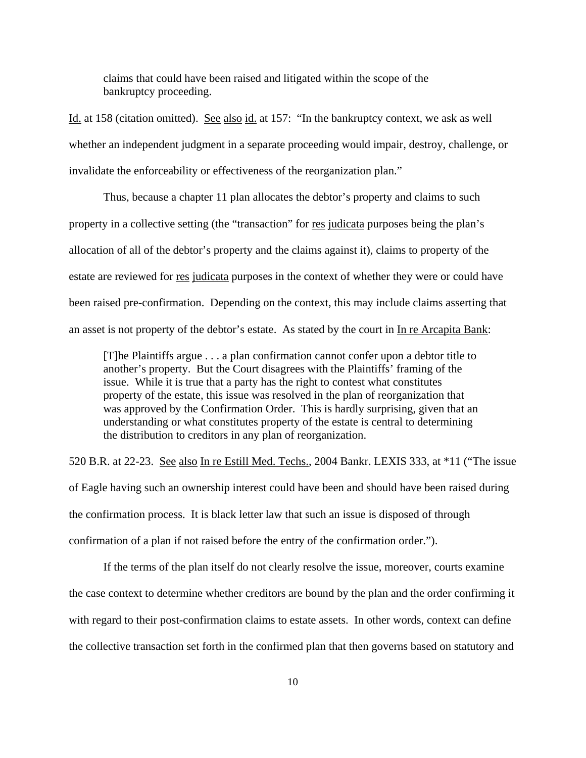> claims that could have been raised and litigated within the scope of the bankruptcy proceeding.

Id. at 158 (citation omitted). See also id. at 157: "In the bankruptcy context, we ask as well whether an independent judgment in a separate proceeding would impair, destroy, challenge, or invalidate the enforceability or effectiveness of the reorganization plan."

Thus, because a chapter 11 plan allocates the debtor's property and claims to such property in a collective setting (the "transaction" for res judicata purposes being the plan's allocation of all of the debtor's property and the claims against it), claims to property of the estate are reviewed for res judicata purposes in the context of whether they were or could have been raised pre-confirmation. Depending on the context, this may include claims asserting that an asset is not property of the debtor's estate. As stated by the court in In re Arcapita Bank:

> [T]he Plaintiffs argue . . . a plan confirmation cannot confer upon a debtor title to another's property. But the Court disagrees with the Plaintiffs' framing of the issue. While it is true that a party has the right to contest what constitutes property of the estate, this issue was resolved in the plan of reorganization that was approved by the Confirmation Order. This is hardly surprising, given that an understanding or what constitutes property of the estate is central to determining the distribution to creditors in any plan of reorganization.

520 B.R. at 22-23. See also In re Estill Med. Techs., 2004 Bankr. LEXIS 333, at *11 ("The issue of Eagle having such an ownership interest could have been and should have been raised during the confirmation process. It is black letter law that such an issue is disposed of through confirmation of a plan if not raised before the entry of the confirmation order.").

If the terms of the plan itself do not clearly resolve the issue, moreover, courts examine the case context to determine whether creditors are bound by the plan and the order confirming it with regard to their post-confirmation claims to estate assets. In other words, context can define the collective transaction set forth in the confirmed plan that then governs based on statutory and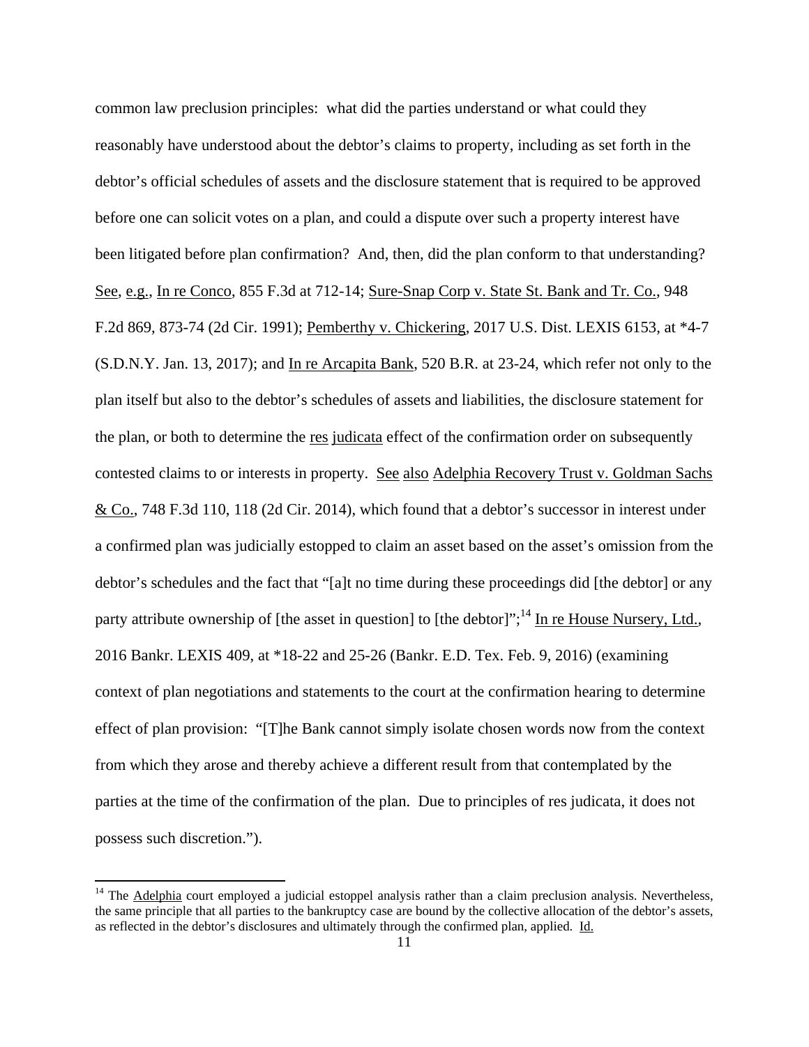common law preclusion principles: what did the parties understand or what could they reasonably have understood about the debtor's claims to property, including as set forth in the debtor's official schedules of assets and the disclosure statement that is required to be approved before one can solicit votes on a plan, and could a dispute over such a property interest have been litigated before plan confirmation? And, then, did the plan conform to that understanding? See, e.g., In re Conco, 855 F.3d at 712-14; Sure-Snap Corp v. State St. Bank and Tr. Co., 948 F.2d 869, 873-74 (2d Cir. 1991); Pemberthy v. Chickering, 2017 U.S. Dist. LEXIS 6153, at *4-7 (S.D.N.Y. Jan. 13, 2017); and In re Arcapita Bank, 520 B.R. at 23-24, which refer not only to the plan itself but also to the debtor's schedules of assets and liabilities, the disclosure statement for the plan, or both to determine the res judicata effect of the confirmation order on subsequently contested claims to or interests in property. See also Adelphia Recovery Trust v. Goldman Sachs & Co., 748 F.3d 110, 118 (2d Cir. 2014), which found that a debtor's successor in interest under a confirmed plan was judicially estopped to claim an asset based on the asset's omission from the debtor's schedules and the fact that "[a]t no time during these proceedings did [the debtor] or any party attribute ownership of [the asset in question] to [the debtor]";[14] In re House Nursery, Ltd., 2016 Bankr. LEXIS 409, at *18-22 and 25-26 (Bankr. E.D. Tex. Feb. 9, 2016) (examining context of plan negotiations and statements to the court at the confirmation hearing to determine effect of plan provision: "[T]he Bank cannot simply isolate chosen words now from the context from which they arose and thereby achieve a different result from that contemplated by the parties at the time of the confirmation of the plan. Due to principles of res judicata, it does not possess such discretion.").

[14] The Adelphia court employed a judicial estoppel analysis rather than a claim preclusion analysis. Nevertheless, the same principle that all parties to the bankruptcy case are bound by the collective allocation of the debtor's assets, as reflected in the debtor's disclosures and ultimately through the confirmed plan, applied. Id.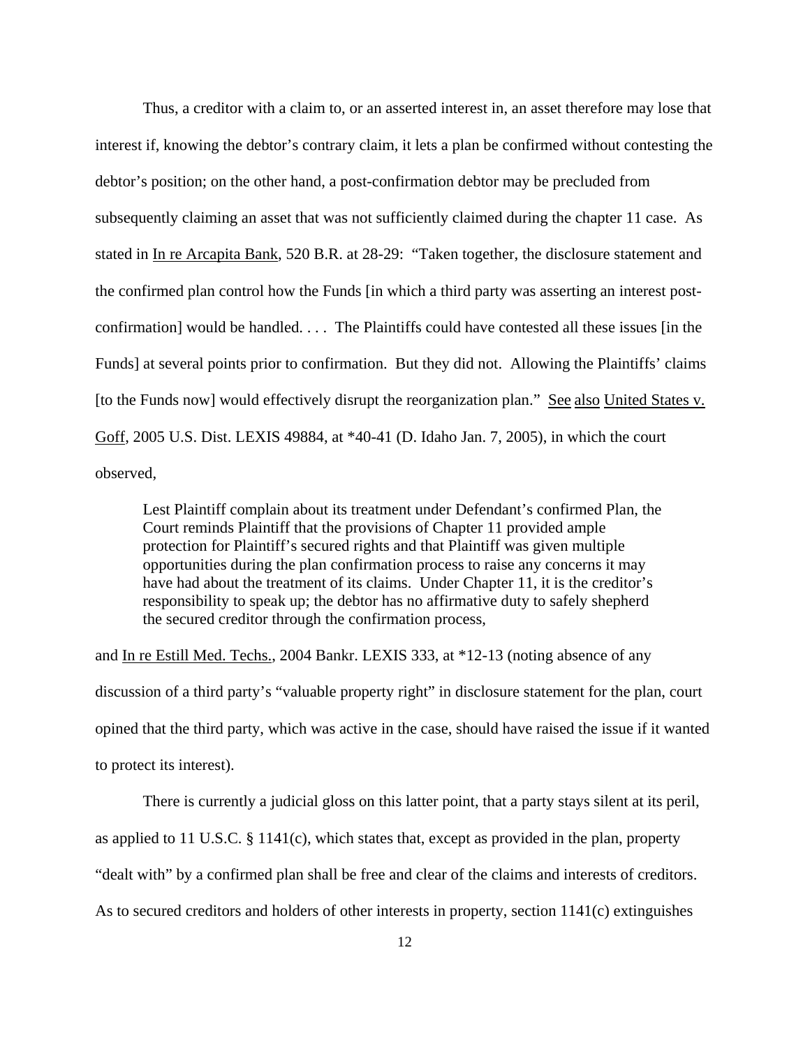Thus, a creditor with a claim to, or an asserted interest in, an asset therefore may lose that interest if, knowing the debtor's contrary claim, it lets a plan be confirmed without contesting the debtor's position; on the other hand, a post-confirmation debtor may be precluded from subsequently claiming an asset that was not sufficiently claimed during the chapter 11 case. As stated in In re Arcapita Bank, 520 B.R. at 28-29: "Taken together, the disclosure statement and the confirmed plan control how the Funds [in which a third party was asserting an interest post-confirmation] would be handled. . . . The Plaintiffs could have contested all these issues [in the Funds] at several points prior to confirmation. But they did not. Allowing the Plaintiffs' claims [to the Funds now] would effectively disrupt the reorganization plan." See also United States v. Goff, 2005 U.S. Dist. LEXIS 49884, at *40-41 (D. Idaho Jan. 7, 2005), in which the court observed,

> Lest Plaintiff complain about its treatment under Defendant's confirmed Plan, the Court reminds Plaintiff that the provisions of Chapter 11 provided ample protection for Plaintiff's secured rights and that Plaintiff was given multiple opportunities during the plan confirmation process to raise any concerns it may have had about the treatment of its claims. Under Chapter 11, it is the creditor's responsibility to speak up; the debtor has no affirmative duty to safely shepherd the secured creditor through the confirmation process,

and In re Estill Med. Techs., 2004 Bankr. LEXIS 333, at *12-13 (noting absence of any discussion of a third party's "valuable property right" in disclosure statement for the plan, court opined that the third party, which was active in the case, should have raised the issue if it wanted to protect its interest).

There is currently a judicial gloss on this latter point, that a party stays silent at its peril, as applied to 11 U.S.C. § 1141(c), which states that, except as provided in the plan, property "dealt with" by a confirmed plan shall be free and clear of the claims and interests of creditors. As to secured creditors and holders of other interests in property, section 1141(c) extinguishes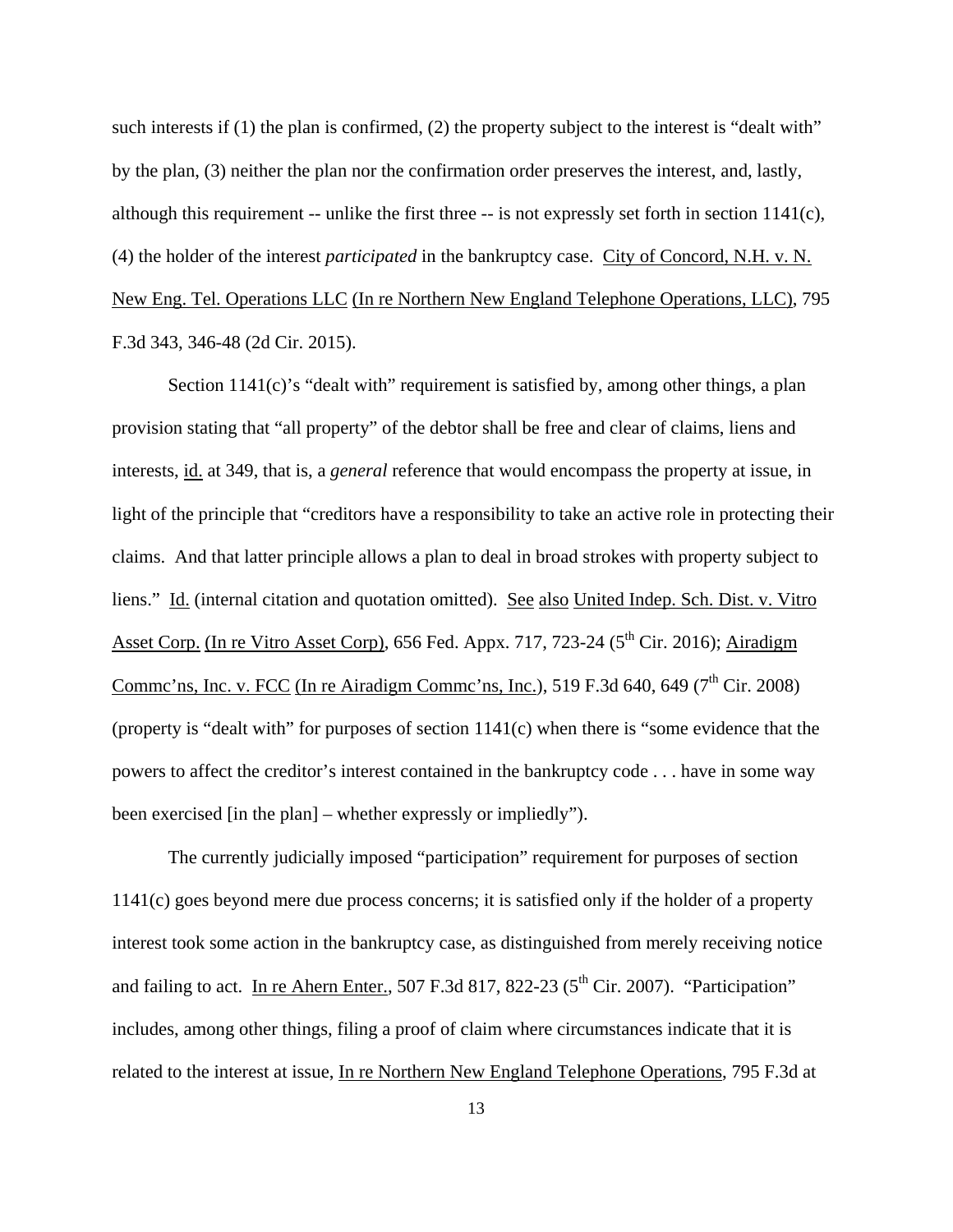such interests if (1) the plan is confirmed, (2) the property subject to the interest is "dealt with" by the plan, (3) neither the plan nor the confirmation order preserves the interest, and, lastly, although this requirement -- unlike the first three -- is not expressly set forth in section 1141(c), (4) the holder of the interest *participated* in the bankruptcy case. City of Concord, N.H. v. N. New Eng. Tel. Operations LLC (In re Northern New England Telephone Operations, LLC), 795 F.3d 343, 346-48 (2d Cir. 2015).

Section 1141(c)'s "dealt with" requirement is satisfied by, among other things, a plan provision stating that "all property" of the debtor shall be free and clear of claims, liens and interests, id. at 349, that is, a *general* reference that would encompass the property at issue, in light of the principle that "creditors have a responsibility to take an active role in protecting their claims. And that latter principle allows a plan to deal in broad strokes with property subject to liens." Id. (internal citation and quotation omitted). See also United Indep. Sch. Dist. v. Vitro Asset Corp. (In re Vitro Asset Corp), 656 Fed. Appx. 717, 723-24 (5th Cir. 2016); Airadigm Commc'ns, Inc. v. FCC (In re Airadigm Commc'ns, Inc.), 519 F.3d 640, 649 (7th Cir. 2008) (property is "dealt with" for purposes of section 1141(c) when there is "some evidence that the powers to affect the creditor's interest contained in the bankruptcy code . . . have in some way been exercised [in the plan] – whether expressly or impliedly").

The currently judicially imposed "participation" requirement for purposes of section 1141(c) goes beyond mere due process concerns; it is satisfied only if the holder of a property interest took some action in the bankruptcy case, as distinguished from merely receiving notice and failing to act. In re Ahern Enter., 507 F.3d 817, 822-23 (5th Cir. 2007). "Participation" includes, among other things, filing a proof of claim where circumstances indicate that it is related to the interest at issue, In re Northern New England Telephone Operations, 795 F.3d at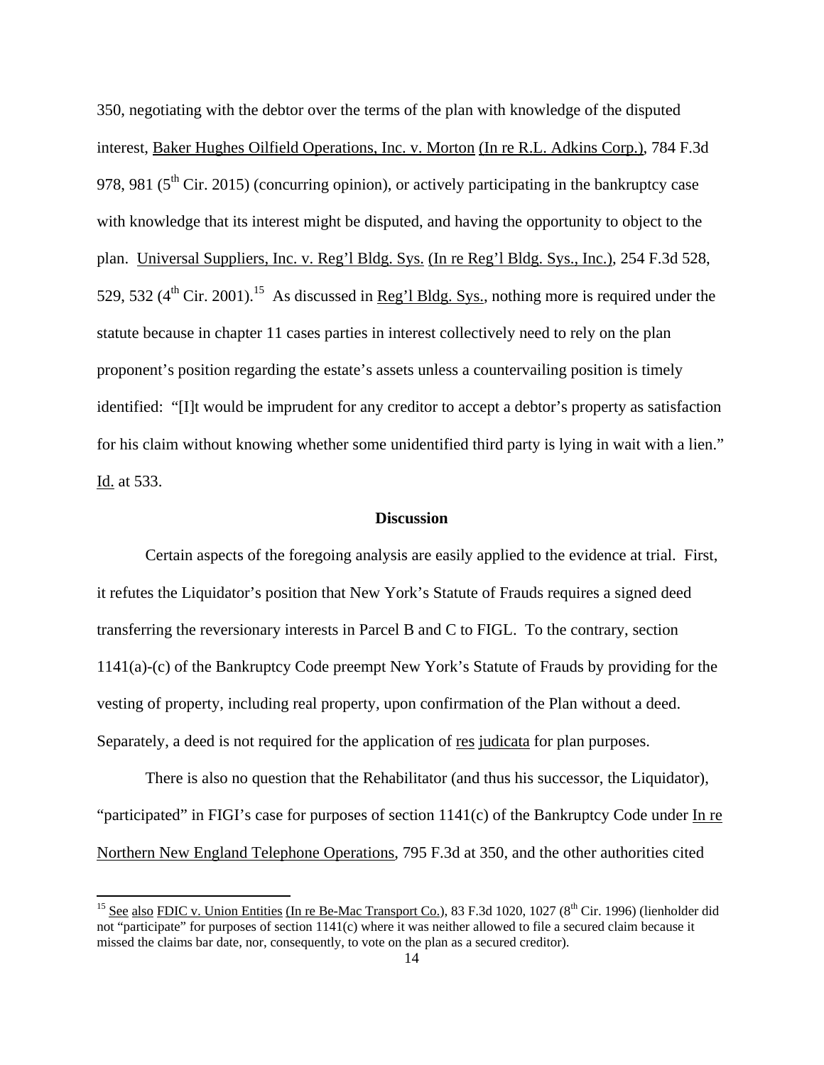350, negotiating with the debtor over the terms of the plan with knowledge of the disputed interest, Baker Hughes Oilfield Operations, Inc. v. Morton (In re R.L. Adkins Corp.), 784 F.3d 978, 981 (5th Cir. 2015) (concurring opinion), or actively participating in the bankruptcy case with knowledge that its interest might be disputed, and having the opportunity to object to the plan. Universal Suppliers, Inc. v. Reg'l Bldg. Sys. (In re Reg'l Bldg. Sys., Inc.), 254 F.3d 528, 529, 532 (4th Cir. 2001).[15] As discussed in Reg'l Bldg. Sys., nothing more is required under the statute because in chapter 11 cases parties in interest collectively need to rely on the plan proponent's position regarding the estate's assets unless a countervailing position is timely identified: "[I]t would be imprudent for any creditor to accept a debtor's property as satisfaction for his claim without knowing whether some unidentified third party is lying in wait with a lien." Id. at 533.

**Discussion**

Certain aspects of the foregoing analysis are easily applied to the evidence at trial. First, it refutes the Liquidator's position that New York's Statute of Frauds requires a signed deed transferring the reversionary interests in Parcel B and C to FIGL. To the contrary, section 1141(a)-(c) of the Bankruptcy Code preempt New York's Statute of Frauds by providing for the vesting of property, including real property, upon confirmation of the Plan without a deed. Separately, a deed is not required for the application of res judicata for plan purposes.

There is also no question that the Rehabilitator (and thus his successor, the Liquidator), "participated" in FIGI's case for purposes of section 1141(c) of the Bankruptcy Code under In re Northern New England Telephone Operations, 795 F.3d at 350, and the other authorities cited

[15] See also FDIC v. Union Entities (In re Be-Mac Transport Co.), 83 F.3d 1020, 1027 (8th Cir. 1996) (lienholder did not "participate" for purposes of section 1141(c) where it was neither allowed to file a secured claim because it missed the claims bar date, nor, consequently, to vote on the plan as a secured creditor).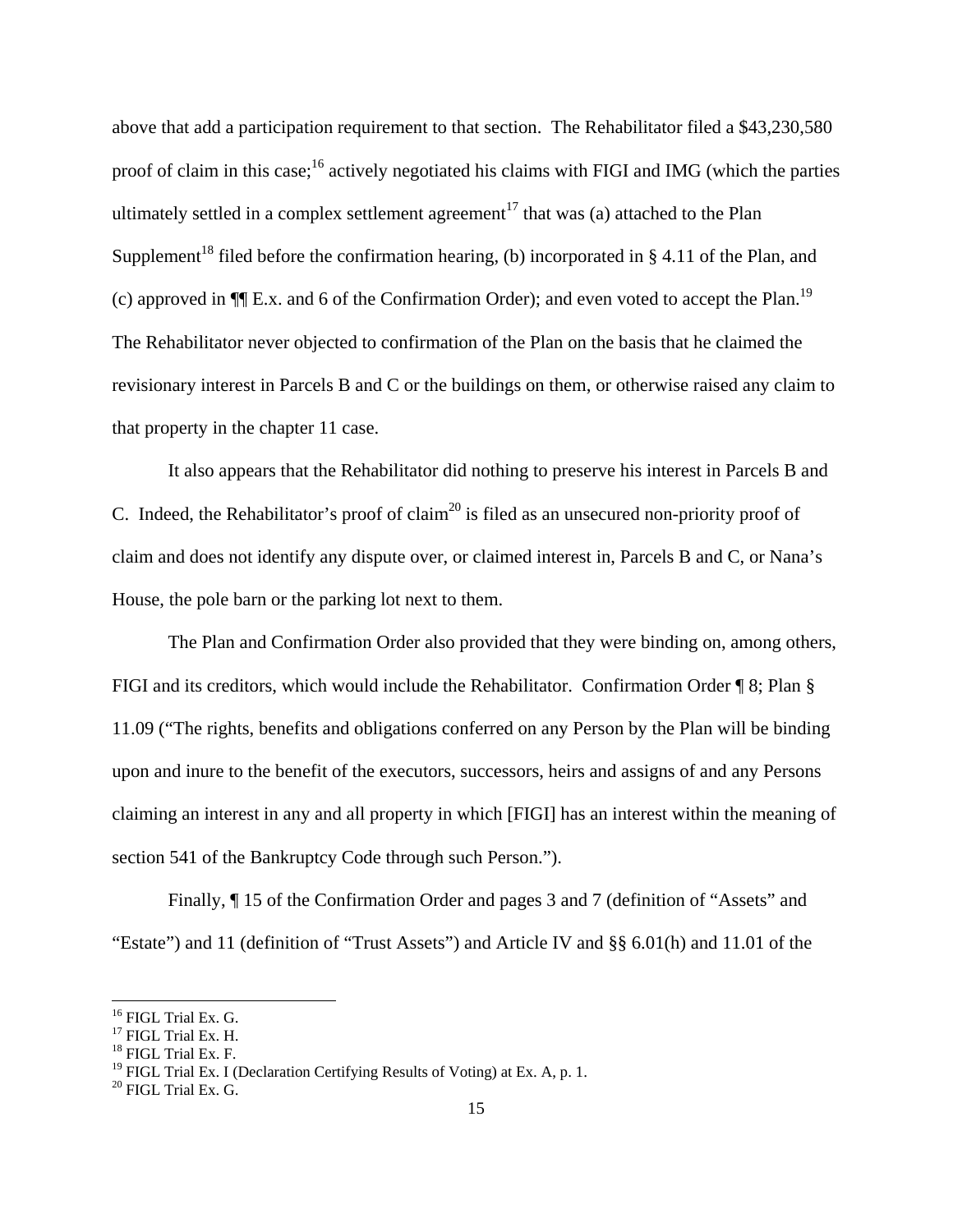above that add a participation requirement to that section. The Rehabilitator filed a $43,230,580 proof of claim in this case;[16] actively negotiated his claims with FIGI and IMG (which the parties ultimately settled in a complex settlement agreement[17] that was (a) attached to the Plan Supplement[18] filed before the confirmation hearing, (b) incorporated in § 4.11 of the Plan, and (c) approved in ¶¶ E.x. and 6 of the Confirmation Order); and even voted to accept the Plan.[19] The Rehabilitator never objected to confirmation of the Plan on the basis that he claimed the revisionary interest in Parcels B and C or the buildings on them, or otherwise raised any claim to that property in the chapter 11 case.

It also appears that the Rehabilitator did nothing to preserve his interest in Parcels B and C. Indeed, the Rehabilitator's proof of claim[20] is filed as an unsecured non-priority proof of claim and does not identify any dispute over, or claimed interest in, Parcels B and C, or Nana's House, the pole barn or the parking lot next to them.

The Plan and Confirmation Order also provided that they were binding on, among others, FIGI and its creditors, which would include the Rehabilitator. Confirmation Order ¶ 8; Plan § 11.09 ("The rights, benefits and obligations conferred on any Person by the Plan will be binding upon and inure to the benefit of the executors, successors, heirs and assigns of and any Persons claiming an interest in any and all property in which [FIGI] has an interest within the meaning of section 541 of the Bankruptcy Code through such Person.").

Finally, ¶ 15 of the Confirmation Order and pages 3 and 7 (definition of "Assets" and "Estate") and 11 (definition of "Trust Assets") and Article IV and §§ 6.01(h) and 11.01 of the

[16] FIGL Trial Ex. G.
[17] FIGL Trial Ex. H.
[18] FIGL Trial Ex. F.
[19] FIGL Trial Ex. I (Declaration Certifying Results of Voting) at Ex. A, p. 1.
[20] FIGL Trial Ex. G.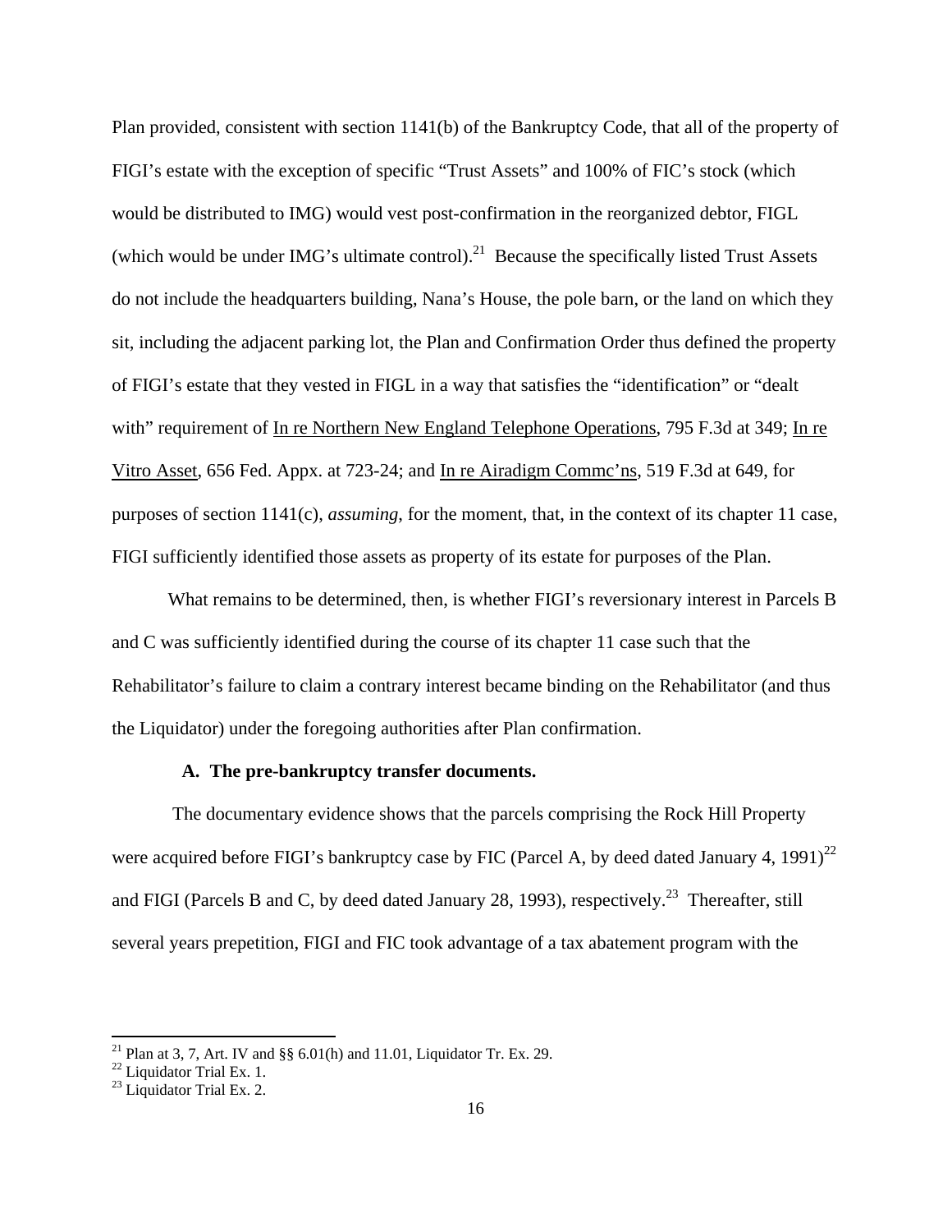Plan provided, consistent with section 1141(b) of the Bankruptcy Code, that all of the property of FIGI's estate with the exception of specific "Trust Assets" and 100% of FIC's stock (which would be distributed to IMG) would vest post-confirmation in the reorganized debtor, FIGL (which would be under IMG's ultimate control).[21] Because the specifically listed Trust Assets do not include the headquarters building, Nana's House, the pole barn, or the land on which they sit, including the adjacent parking lot, the Plan and Confirmation Order thus defined the property of FIGI's estate that they vested in FIGL in a way that satisfies the "identification" or "dealt with" requirement of In re Northern New England Telephone Operations, 795 F.3d at 349; In re Vitro Asset, 656 Fed. Appx. at 723-24; and In re Airadigm Commc'ns, 519 F.3d at 649, for purposes of section 1141(c), *assuming*, for the moment, that, in the context of its chapter 11 case, FIGI sufficiently identified those assets as property of its estate for purposes of the Plan.

What remains to be determined, then, is whether FIGI's reversionary interest in Parcels B and C was sufficiently identified during the course of its chapter 11 case such that the Rehabilitator's failure to claim a contrary interest became binding on the Rehabilitator (and thus the Liquidator) under the foregoing authorities after Plan confirmation.

**A. The pre-bankruptcy transfer documents.**

The documentary evidence shows that the parcels comprising the Rock Hill Property were acquired before FIGI's bankruptcy case by FIC (Parcel A, by deed dated January 4, 1991)[22] and FIGI (Parcels B and C, by deed dated January 28, 1993), respectively.[23] Thereafter, still several years prepetition, FIGI and FIC took advantage of a tax abatement program with the

---

[21] Plan at 3, 7, Art. IV and §§ 6.01(h) and 11.01, Liquidator Tr. Ex. 29.

[22] Liquidator Trial Ex. 1.

[23] Liquidator Trial Ex. 2.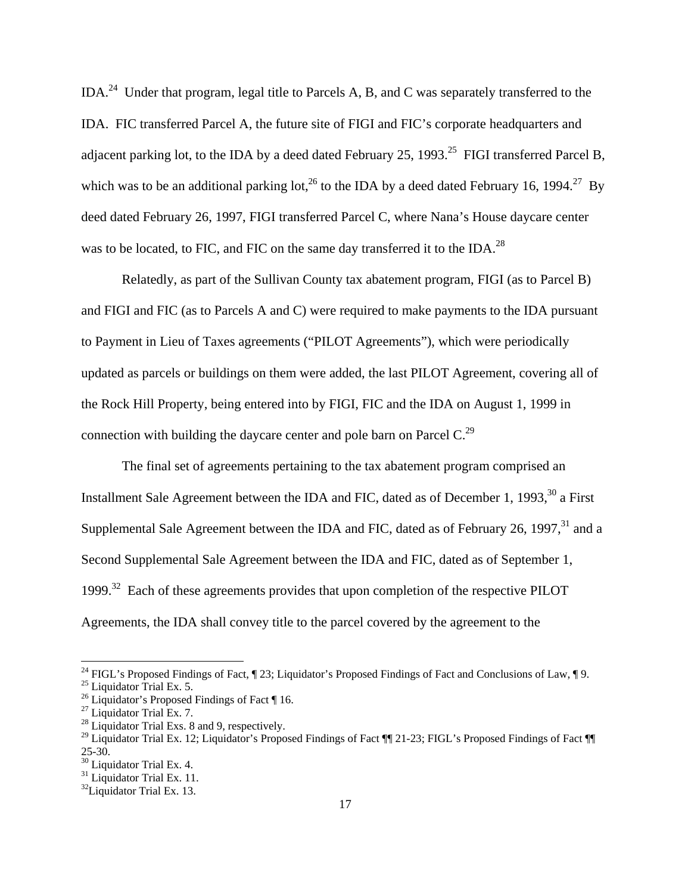IDA.[24] Under that program, legal title to Parcels A, B, and C was separately transferred to the IDA. FIC transferred Parcel A, the future site of FIGI and FIC's corporate headquarters and adjacent parking lot, to the IDA by a deed dated February 25, 1993.[25] FIGI transferred Parcel B, which was to be an additional parking lot,[26] to the IDA by a deed dated February 16, 1994.[27] By deed dated February 26, 1997, FIGI transferred Parcel C, where Nana's House daycare center was to be located, to FIC, and FIC on the same day transferred it to the IDA.[28]

Relatedly, as part of the Sullivan County tax abatement program, FIGI (as to Parcel B) and FIGI and FIC (as to Parcels A and C) were required to make payments to the IDA pursuant to Payment in Lieu of Taxes agreements ("PILOT Agreements"), which were periodically updated as parcels or buildings on them were added, the last PILOT Agreement, covering all of the Rock Hill Property, being entered into by FIGI, FIC and the IDA on August 1, 1999 in connection with building the daycare center and pole barn on Parcel C.[29]

The final set of agreements pertaining to the tax abatement program comprised an Installment Sale Agreement between the IDA and FIC, dated as of December 1, 1993,[30] a First Supplemental Sale Agreement between the IDA and FIC, dated as of February 26, 1997,[31] and a Second Supplemental Sale Agreement between the IDA and FIC, dated as of September 1, 1999.[32] Each of these agreements provides that upon completion of the respective PILOT Agreements, the IDA shall convey title to the parcel covered by the agreement to the

---

[24] FIGL's Proposed Findings of Fact, ¶ 23; Liquidator's Proposed Findings of Fact and Conclusions of Law, ¶ 9.
[25] Liquidator Trial Ex. 5.
[26] Liquidator's Proposed Findings of Fact ¶ 16.
[27] Liquidator Trial Ex. 7.
[28] Liquidator Trial Exs. 8 and 9, respectively.
[29] Liquidator Trial Ex. 12; Liquidator's Proposed Findings of Fact ¶¶ 21-23; FIGL's Proposed Findings of Fact ¶¶ 25-30.
[30] Liquidator Trial Ex. 4.
[31] Liquidator Trial Ex. 11.
[32] Liquidator Trial Ex. 13.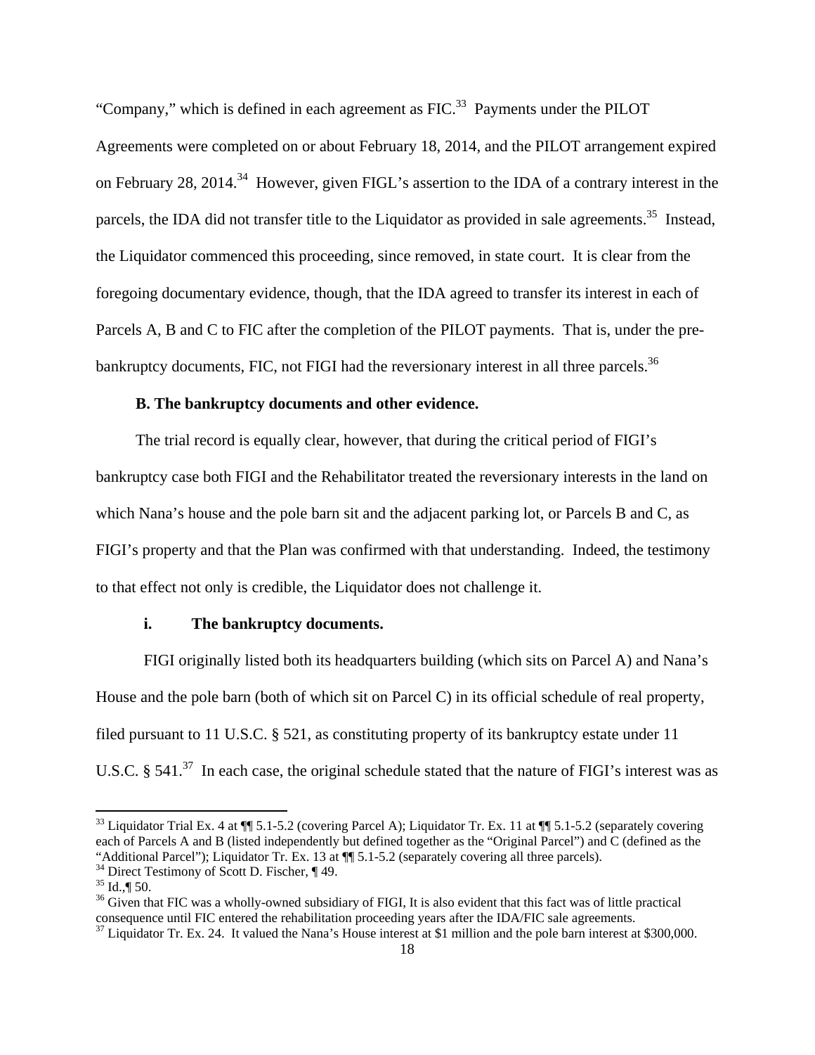"Company," which is defined in each agreement as FIC.[33] Payments under the PILOT Agreements were completed on or about February 18, 2014, and the PILOT arrangement expired on February 28, 2014.[34] However, given FIGL's assertion to the IDA of a contrary interest in the parcels, the IDA did not transfer title to the Liquidator as provided in sale agreements.[35] Instead, the Liquidator commenced this proceeding, since removed, in state court. It is clear from the foregoing documentary evidence, though, that the IDA agreed to transfer its interest in each of Parcels A, B and C to FIC after the completion of the PILOT payments. That is, under the pre-bankruptcy documents, FIC, not FIGI had the reversionary interest in all three parcels.[36]

**B. The bankruptcy documents and other evidence.**

The trial record is equally clear, however, that during the critical period of FIGI's bankruptcy case both FIGI and the Rehabilitator treated the reversionary interests in the land on which Nana's house and the pole barn sit and the adjacent parking lot, or Parcels B and C, as FIGI's property and that the Plan was confirmed with that understanding. Indeed, the testimony to that effect not only is credible, the Liquidator does not challenge it.

**i. The bankruptcy documents.**

FIGI originally listed both its headquarters building (which sits on Parcel A) and Nana's House and the pole barn (both of which sit on Parcel C) in its official schedule of real property, filed pursuant to 11 U.S.C. § 521, as constituting property of its bankruptcy estate under 11 U.S.C. § 541.[37] In each case, the original schedule stated that the nature of FIGI's interest was as

---

[33] Liquidator Trial Ex. 4 at ¶¶ 5.1-5.2 (covering Parcel A); Liquidator Tr. Ex. 11 at ¶¶ 5.1-5.2 (separately covering each of Parcels A and B (listed independently but defined together as the "Original Parcel") and C (defined as the "Additional Parcel"); Liquidator Tr. Ex. 13 at ¶¶ 5.1-5.2 (separately covering all three parcels).

[34] Direct Testimony of Scott D. Fischer, ¶ 49.

[35] Id.,¶ 50.

[36] Given that FIC was a wholly-owned subsidiary of FIGI, It is also evident that this fact was of little practical consequence until FIC entered the rehabilitation proceeding years after the IDA/FIC sale agreements.

[37] Liquidator Tr. Ex. 24. It valued the Nana's House interest at $1 million and the pole barn interest at $300,000.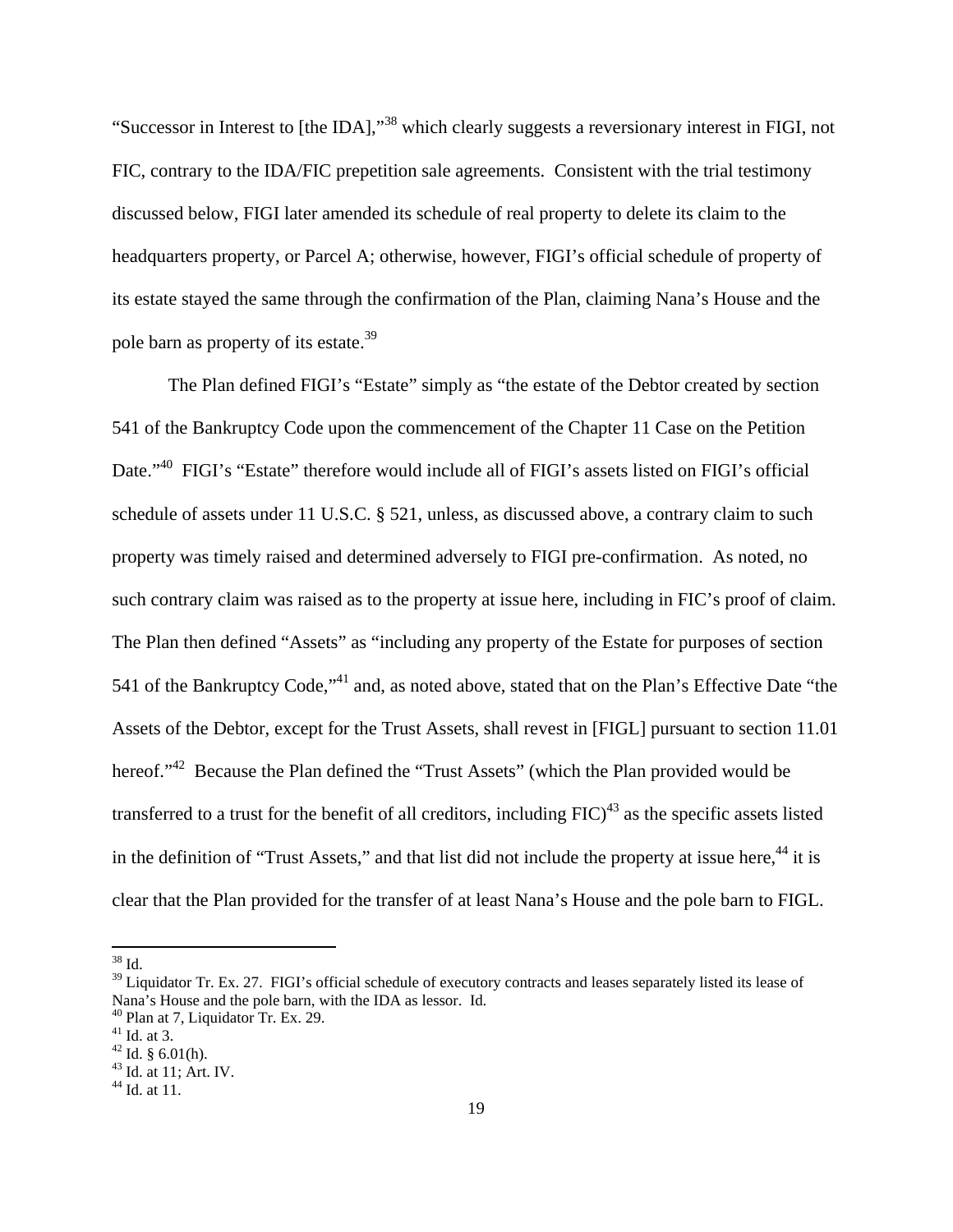"Successor in Interest to [the IDA],"[38] which clearly suggests a reversionary interest in FIGI, not FIC, contrary to the IDA/FIC prepetition sale agreements. Consistent with the trial testimony discussed below, FIGI later amended its schedule of real property to delete its claim to the headquarters property, or Parcel A; otherwise, however, FIGI's official schedule of property of its estate stayed the same through the confirmation of the Plan, claiming Nana's House and the pole barn as property of its estate.[39]

The Plan defined FIGI's "Estate" simply as "the estate of the Debtor created by section 541 of the Bankruptcy Code upon the commencement of the Chapter 11 Case on the Petition Date."[40] FIGI's "Estate" therefore would include all of FIGI's assets listed on FIGI's official schedule of assets under 11 U.S.C. § 521, unless, as discussed above, a contrary claim to such property was timely raised and determined adversely to FIGI pre-confirmation. As noted, no such contrary claim was raised as to the property at issue here, including in FIC's proof of claim. The Plan then defined "Assets" as "including any property of the Estate for purposes of section 541 of the Bankruptcy Code,"[41] and, as noted above, stated that on the Plan's Effective Date "the Assets of the Debtor, except for the Trust Assets, shall revest in [FIGL] pursuant to section 11.01 hereof."[42] Because the Plan defined the "Trust Assets" (which the Plan provided would be transferred to a trust for the benefit of all creditors, including FIC)[43] as the specific assets listed in the definition of "Trust Assets," and that list did not include the property at issue here,[44] it is clear that the Plan provided for the transfer of at least Nana's House and the pole barn to FIGL.

[38] Id.

[39] Liquidator Tr. Ex. 27. FIGI's official schedule of executory contracts and leases separately listed its lease of Nana's House and the pole barn, with the IDA as lessor. Id.

[40] Plan at 7, Liquidator Tr. Ex. 29.

[41] Id. at 3.

[42] Id. § 6.01(h).

[43] Id. at 11; Art. IV.

[44] Id. at 11.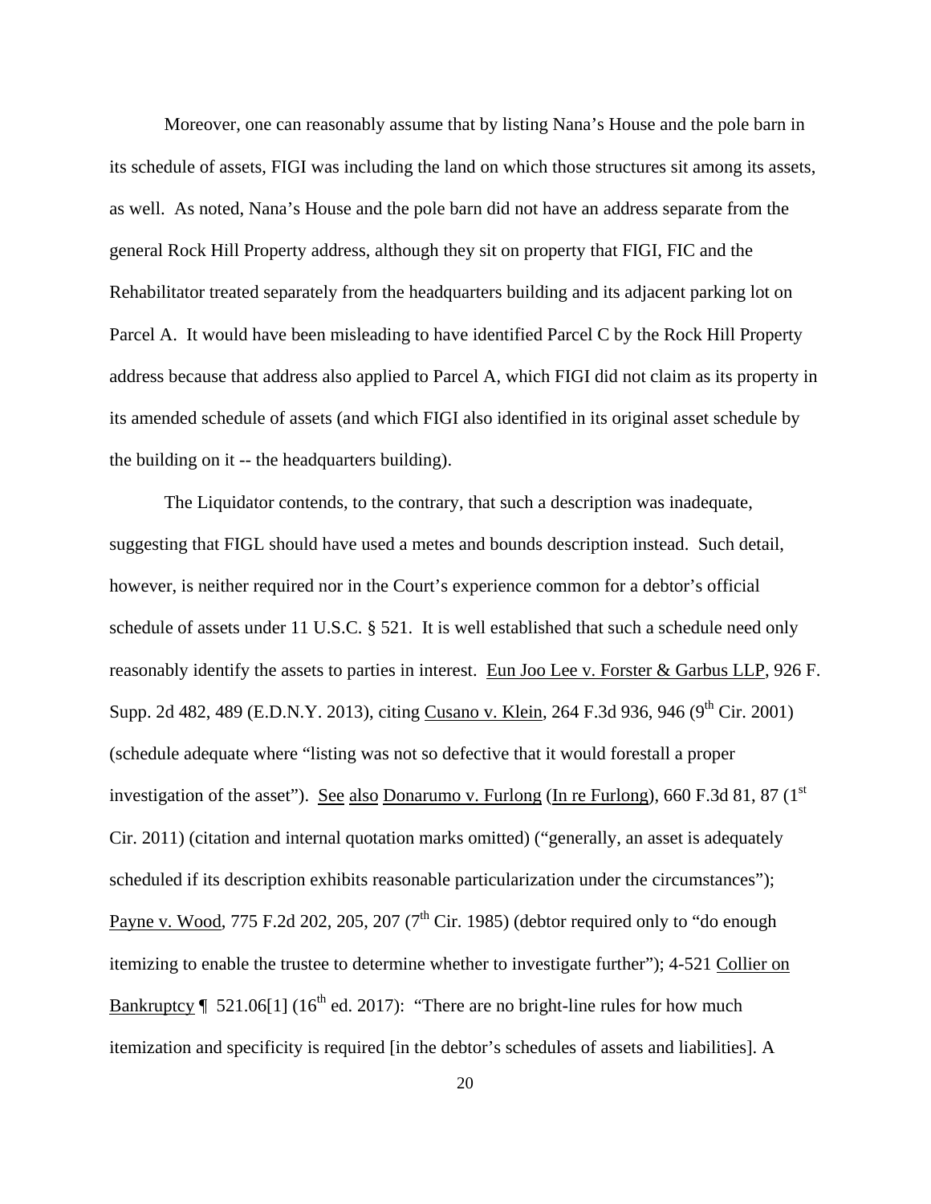Moreover, one can reasonably assume that by listing Nana's House and the pole barn in its schedule of assets, FIGI was including the land on which those structures sit among its assets, as well. As noted, Nana's House and the pole barn did not have an address separate from the general Rock Hill Property address, although they sit on property that FIGI, FIC and the Rehabilitator treated separately from the headquarters building and its adjacent parking lot on Parcel A. It would have been misleading to have identified Parcel C by the Rock Hill Property address because that address also applied to Parcel A, which FIGI did not claim as its property in its amended schedule of assets (and which FIGI also identified in its original asset schedule by the building on it -- the headquarters building).

The Liquidator contends, to the contrary, that such a description was inadequate, suggesting that FIGL should have used a metes and bounds description instead. Such detail, however, is neither required nor in the Court's experience common for a debtor's official schedule of assets under 11 U.S.C. § 521. It is well established that such a schedule need only reasonably identify the assets to parties in interest. Eun Joo Lee v. Forster & Garbus LLP, 926 F. Supp. 2d 482, 489 (E.D.N.Y. 2013), citing Cusano v. Klein, 264 F.3d 936, 946 (9th Cir. 2001) (schedule adequate where "listing was not so defective that it would forestall a proper investigation of the asset"). See also Donarumo v. Furlong (In re Furlong), 660 F.3d 81, 87 (1st Cir. 2011) (citation and internal quotation marks omitted) ("generally, an asset is adequately scheduled if its description exhibits reasonable particularization under the circumstances"); Payne v. Wood, 775 F.2d 202, 205, 207 (7th Cir. 1985) (debtor required only to "do enough itemizing to enable the trustee to determine whether to investigate further"); 4-521 Collier on Bankruptcy ¶ 521.06[1] (16th ed. 2017): "There are no bright-line rules for how much itemization and specificity is required [in the debtor's schedules of assets and liabilities]. A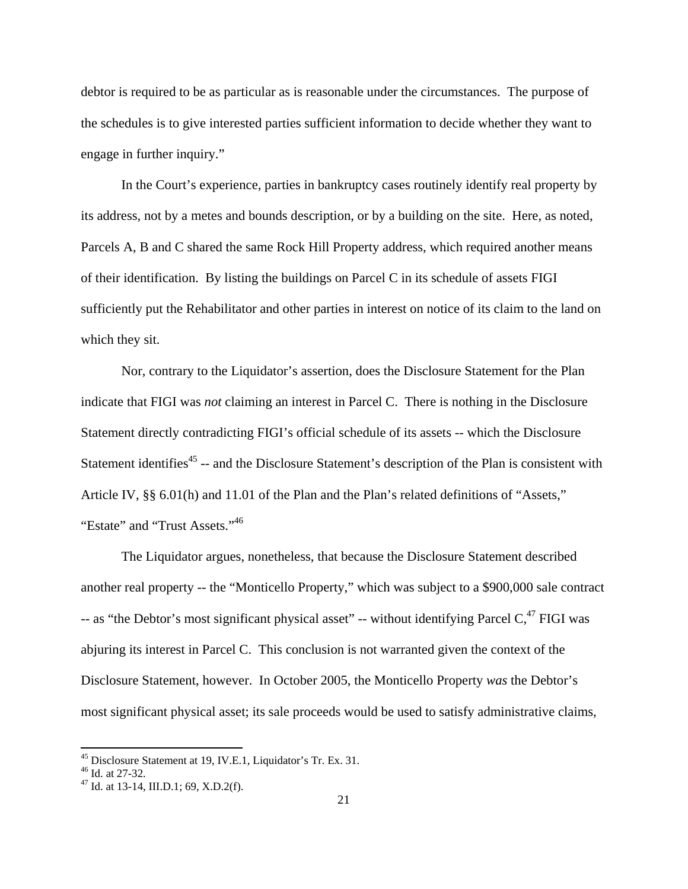debtor is required to be as particular as is reasonable under the circumstances. The purpose of the schedules is to give interested parties sufficient information to decide whether they want to engage in further inquiry."

In the Court's experience, parties in bankruptcy cases routinely identify real property by its address, not by a metes and bounds description, or by a building on the site. Here, as noted, Parcels A, B and C shared the same Rock Hill Property address, which required another means of their identification. By listing the buildings on Parcel C in its schedule of assets FIGI sufficiently put the Rehabilitator and other parties in interest on notice of its claim to the land on which they sit.

Nor, contrary to the Liquidator's assertion, does the Disclosure Statement for the Plan indicate that FIGI was *not* claiming an interest in Parcel C. There is nothing in the Disclosure Statement directly contradicting FIGI's official schedule of its assets -- which the Disclosure Statement identifies[45] -- and the Disclosure Statement's description of the Plan is consistent with Article IV, §§ 6.01(h) and 11.01 of the Plan and the Plan's related definitions of "Assets," "Estate" and "Trust Assets."[46]

The Liquidator argues, nonetheless, that because the Disclosure Statement described another real property -- the "Monticello Property," which was subject to a $900,000 sale contract -- as "the Debtor's most significant physical asset" -- without identifying Parcel C,[47] FIGI was abjuring its interest in Parcel C. This conclusion is not warranted given the context of the Disclosure Statement, however. In October 2005, the Monticello Property *was* the Debtor's most significant physical asset; its sale proceeds would be used to satisfy administrative claims,

---

[45] Disclosure Statement at 19, IV.E.1, Liquidator's Tr. Ex. 31.
[46] Id. at 27-32.
[47] Id. at 13-14, III.D.1; 69, X.D.2(f).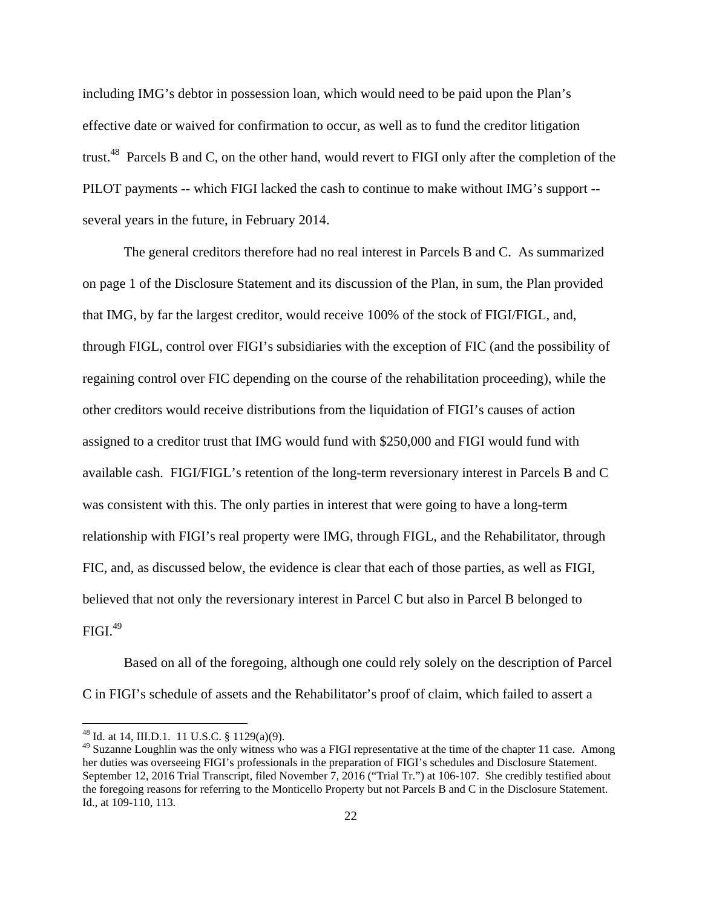including IMG's debtor in possession loan, which would need to be paid upon the Plan's effective date or waived for confirmation to occur, as well as to fund the creditor litigation trust.[48] Parcels B and C, on the other hand, would revert to FIGI only after the completion of the PILOT payments -- which FIGI lacked the cash to continue to make without IMG's support -- several years in the future, in February 2014.

The general creditors therefore had no real interest in Parcels B and C. As summarized on page 1 of the Disclosure Statement and its discussion of the Plan, in sum, the Plan provided that IMG, by far the largest creditor, would receive 100% of the stock of FIGI/FIGL, and, through FIGL, control over FIGI's subsidiaries with the exception of FIC (and the possibility of regaining control over FIC depending on the course of the rehabilitation proceeding), while the other creditors would receive distributions from the liquidation of FIGI's causes of action assigned to a creditor trust that IMG would fund with $250,000 and FIGI would fund with available cash. FIGI/FIGL's retention of the long-term reversionary interest in Parcels B and C was consistent with this. The only parties in interest that were going to have a long-term relationship with FIGI's real property were IMG, through FIGL, and the Rehabilitator, through FIC, and, as discussed below, the evidence is clear that each of those parties, as well as FIGI, believed that not only the reversionary interest in Parcel C but also in Parcel B belonged to FIGI.[49]

Based on all of the foregoing, although one could rely solely on the description of Parcel C in FIGI's schedule of assets and the Rehabilitator's proof of claim, which failed to assert a

---

[48] Id. at 14, III.D.1. 11 U.S.C. § 1129(a)(9).

[49] Suzanne Loughlin was the only witness who was a FIGI representative at the time of the chapter 11 case. Among her duties was overseeing FIGI's professionals in the preparation of FIGI's schedules and Disclosure Statement. September 12, 2016 Trial Transcript, filed November 7, 2016 ("Trial Tr.") at 106-107. She credibly testified about the foregoing reasons for referring to the Monticello Property but not Parcels B and C in the Disclosure Statement. Id., at 109-110, 113.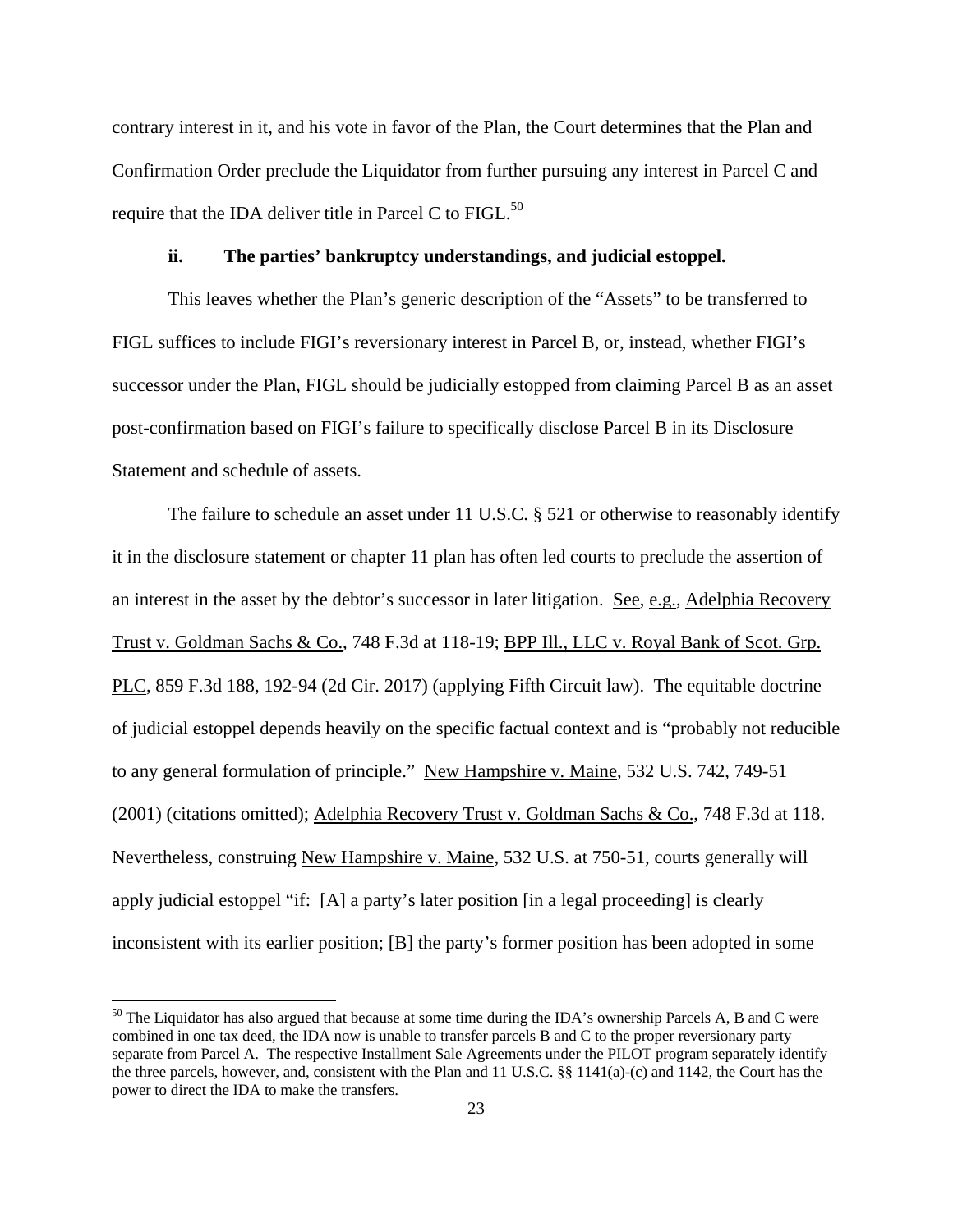contrary interest in it, and his vote in favor of the Plan, the Court determines that the Plan and Confirmation Order preclude the Liquidator from further pursuing any interest in Parcel C and require that the IDA deliver title in Parcel C to FIGL.[50]

**ii. The parties' bankruptcy understandings, and judicial estoppel.**

This leaves whether the Plan's generic description of the "Assets" to be transferred to FIGL suffices to include FIGI's reversionary interest in Parcel B, or, instead, whether FIGI's successor under the Plan, FIGL should be judicially estopped from claiming Parcel B as an asset post-confirmation based on FIGI's failure to specifically disclose Parcel B in its Disclosure Statement and schedule of assets.

The failure to schedule an asset under 11 U.S.C. § 521 or otherwise to reasonably identify it in the disclosure statement or chapter 11 plan has often led courts to preclude the assertion of an interest in the asset by the debtor's successor in later litigation. See, e.g., Adelphia Recovery Trust v. Goldman Sachs & Co., 748 F.3d at 118-19; BPP Ill., LLC v. Royal Bank of Scot. Grp. PLC, 859 F.3d 188, 192-94 (2d Cir. 2017) (applying Fifth Circuit law). The equitable doctrine of judicial estoppel depends heavily on the specific factual context and is "probably not reducible to any general formulation of principle." New Hampshire v. Maine, 532 U.S. 742, 749-51 (2001) (citations omitted); Adelphia Recovery Trust v. Goldman Sachs & Co., 748 F.3d at 118. Nevertheless, construing New Hampshire v. Maine, 532 U.S. at 750-51, courts generally will apply judicial estoppel "if: [A] a party's later position [in a legal proceeding] is clearly inconsistent with its earlier position; [B] the party's former position has been adopted in some

---

[50] The Liquidator has also argued that because at some time during the IDA's ownership Parcels A, B and C were combined in one tax deed, the IDA now is unable to transfer parcels B and C to the proper reversionary party separate from Parcel A. The respective Installment Sale Agreements under the PILOT program separately identify the three parcels, however, and, consistent with the Plan and 11 U.S.C. §§ 1141(a)-(c) and 1142, the Court has the power to direct the IDA to make the transfers.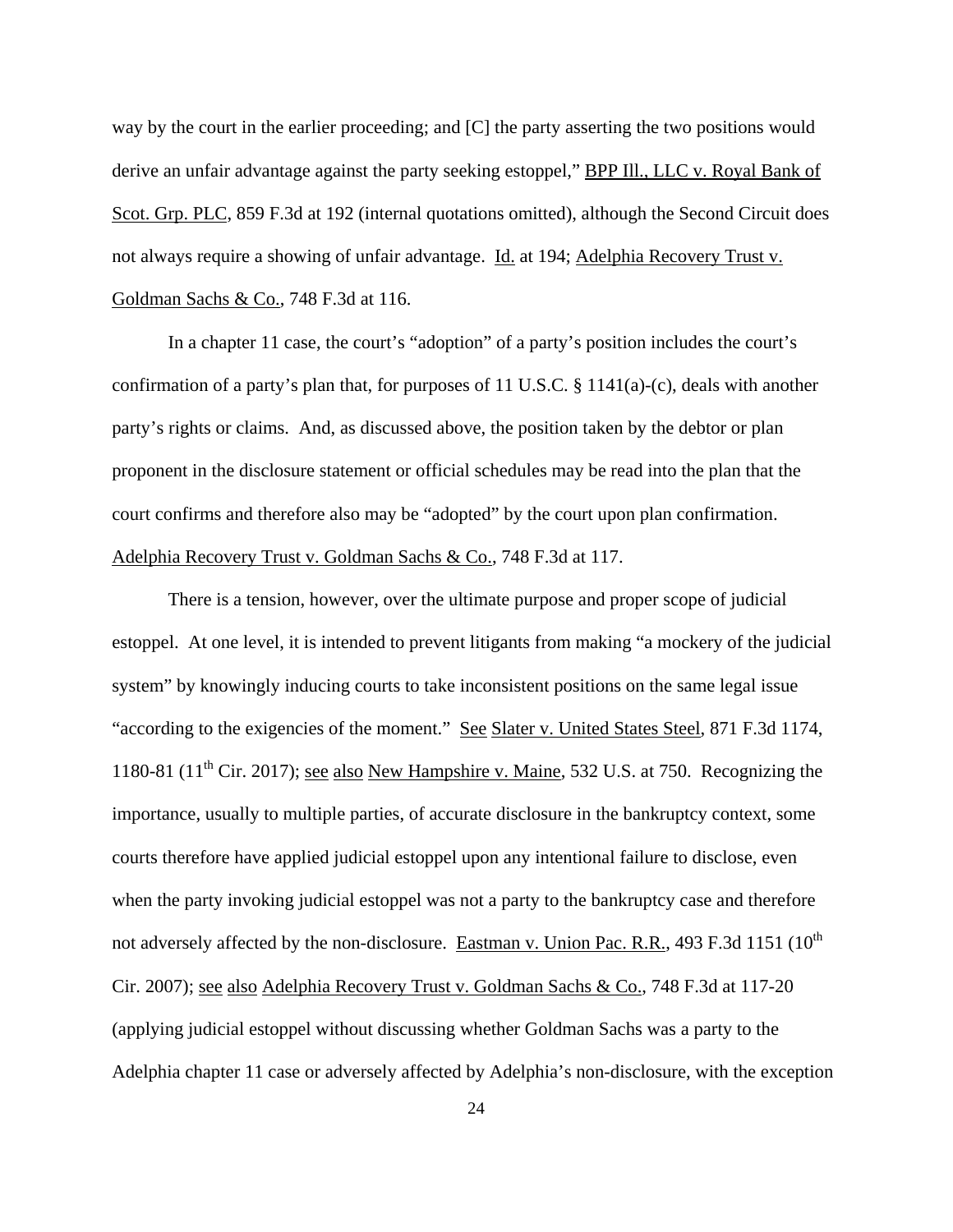way by the court in the earlier proceeding; and [C] the party asserting the two positions would derive an unfair advantage against the party seeking estoppel," BPP Ill., LLC v. Royal Bank of Scot. Grp. PLC, 859 F.3d at 192 (internal quotations omitted), although the Second Circuit does not always require a showing of unfair advantage. Id. at 194; Adelphia Recovery Trust v. Goldman Sachs & Co., 748 F.3d at 116.

In a chapter 11 case, the court's "adoption" of a party's position includes the court's confirmation of a party's plan that, for purposes of 11 U.S.C. § 1141(a)-(c), deals with another party's rights or claims. And, as discussed above, the position taken by the debtor or plan proponent in the disclosure statement or official schedules may be read into the plan that the court confirms and therefore also may be "adopted" by the court upon plan confirmation. Adelphia Recovery Trust v. Goldman Sachs & Co., 748 F.3d at 117.

There is a tension, however, over the ultimate purpose and proper scope of judicial estoppel. At one level, it is intended to prevent litigants from making "a mockery of the judicial system" by knowingly inducing courts to take inconsistent positions on the same legal issue "according to the exigencies of the moment." See Slater v. United States Steel, 871 F.3d 1174, 1180-81 (11th Cir. 2017); see also New Hampshire v. Maine, 532 U.S. at 750. Recognizing the importance, usually to multiple parties, of accurate disclosure in the bankruptcy context, some courts therefore have applied judicial estoppel upon any intentional failure to disclose, even when the party invoking judicial estoppel was not a party to the bankruptcy case and therefore not adversely affected by the non-disclosure. Eastman v. Union Pac. R.R., 493 F.3d 1151 (10th Cir. 2007); see also Adelphia Recovery Trust v. Goldman Sachs & Co., 748 F.3d at 117-20 (applying judicial estoppel without discussing whether Goldman Sachs was a party to the Adelphia chapter 11 case or adversely affected by Adelphia's non-disclosure, with the exception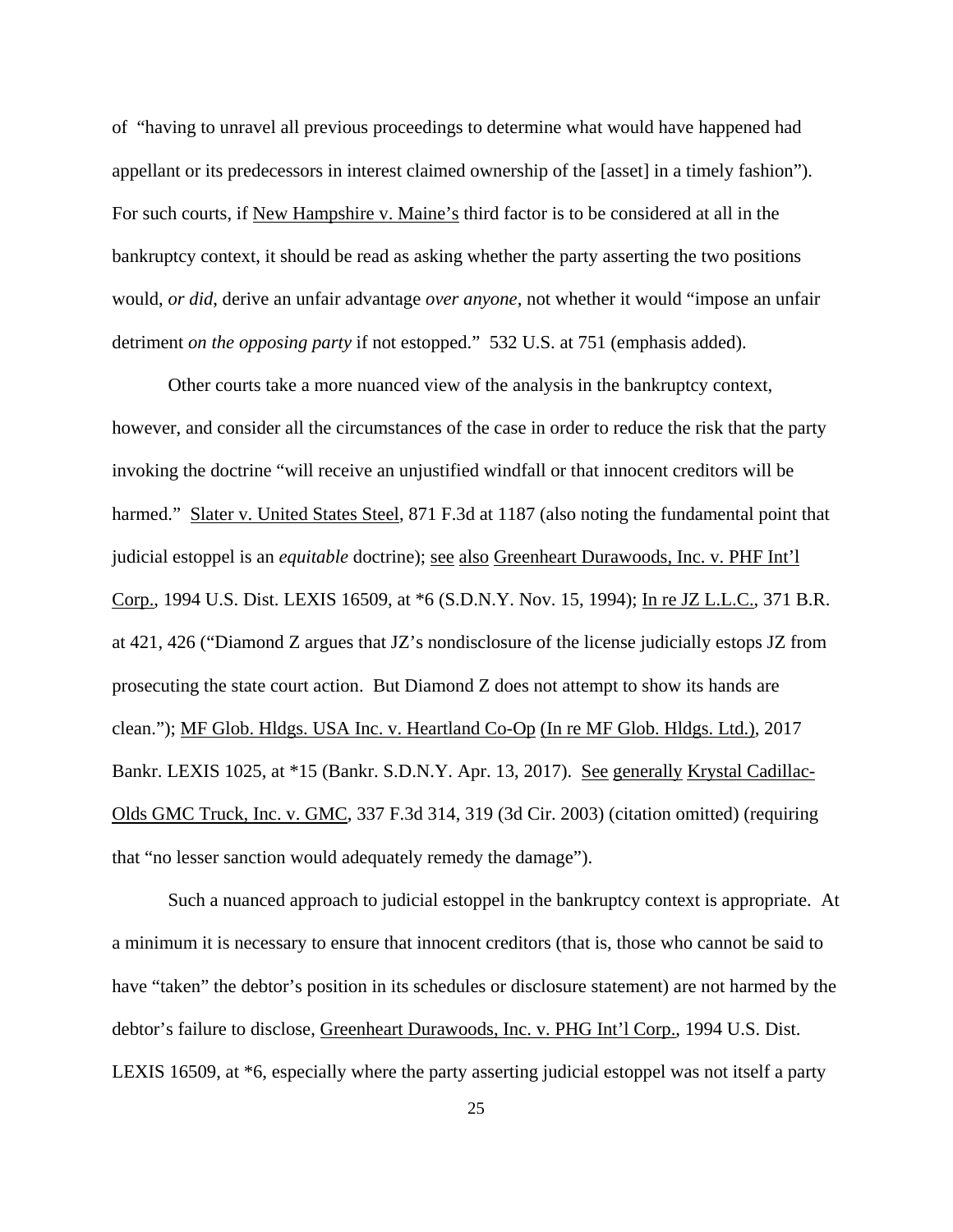of "having to unravel all previous proceedings to determine what would have happened had appellant or its predecessors in interest claimed ownership of the [asset] in a timely fashion"). For such courts, if New Hampshire v. Maine's third factor is to be considered at all in the bankruptcy context, it should be read as asking whether the party asserting the two positions would, *or did*, derive an unfair advantage *over anyone*, not whether it would "impose an unfair detriment *on the opposing party* if not estopped." 532 U.S. at 751 (emphasis added).

Other courts take a more nuanced view of the analysis in the bankruptcy context, however, and consider all the circumstances of the case in order to reduce the risk that the party invoking the doctrine "will receive an unjustified windfall or that innocent creditors will be harmed." Slater v. United States Steel, 871 F.3d at 1187 (also noting the fundamental point that judicial estoppel is an *equitable* doctrine); see also Greenheart Durawoods, Inc. v. PHF Int'l Corp., 1994 U.S. Dist. LEXIS 16509, at *6 (S.D.N.Y. Nov. 15, 1994); In re JZ L.L.C., 371 B.R. at 421, 426 ("Diamond Z argues that JZ's nondisclosure of the license judicially estops JZ from prosecuting the state court action. But Diamond Z does not attempt to show its hands are clean."); MF Glob. Hldgs. USA Inc. v. Heartland Co-Op (In re MF Glob. Hldgs. Ltd.), 2017 Bankr. LEXIS 1025, at *15 (Bankr. S.D.N.Y. Apr. 13, 2017). See generally Krystal Cadillac-Olds GMC Truck, Inc. v. GMC, 337 F.3d 314, 319 (3d Cir. 2003) (citation omitted) (requiring that "no lesser sanction would adequately remedy the damage").

Such a nuanced approach to judicial estoppel in the bankruptcy context is appropriate. At a minimum it is necessary to ensure that innocent creditors (that is, those who cannot be said to have "taken" the debtor's position in its schedules or disclosure statement) are not harmed by the debtor's failure to disclose, Greenheart Durawoods, Inc. v. PHG Int'l Corp., 1994 U.S. Dist. LEXIS 16509, at *6, especially where the party asserting judicial estoppel was not itself a party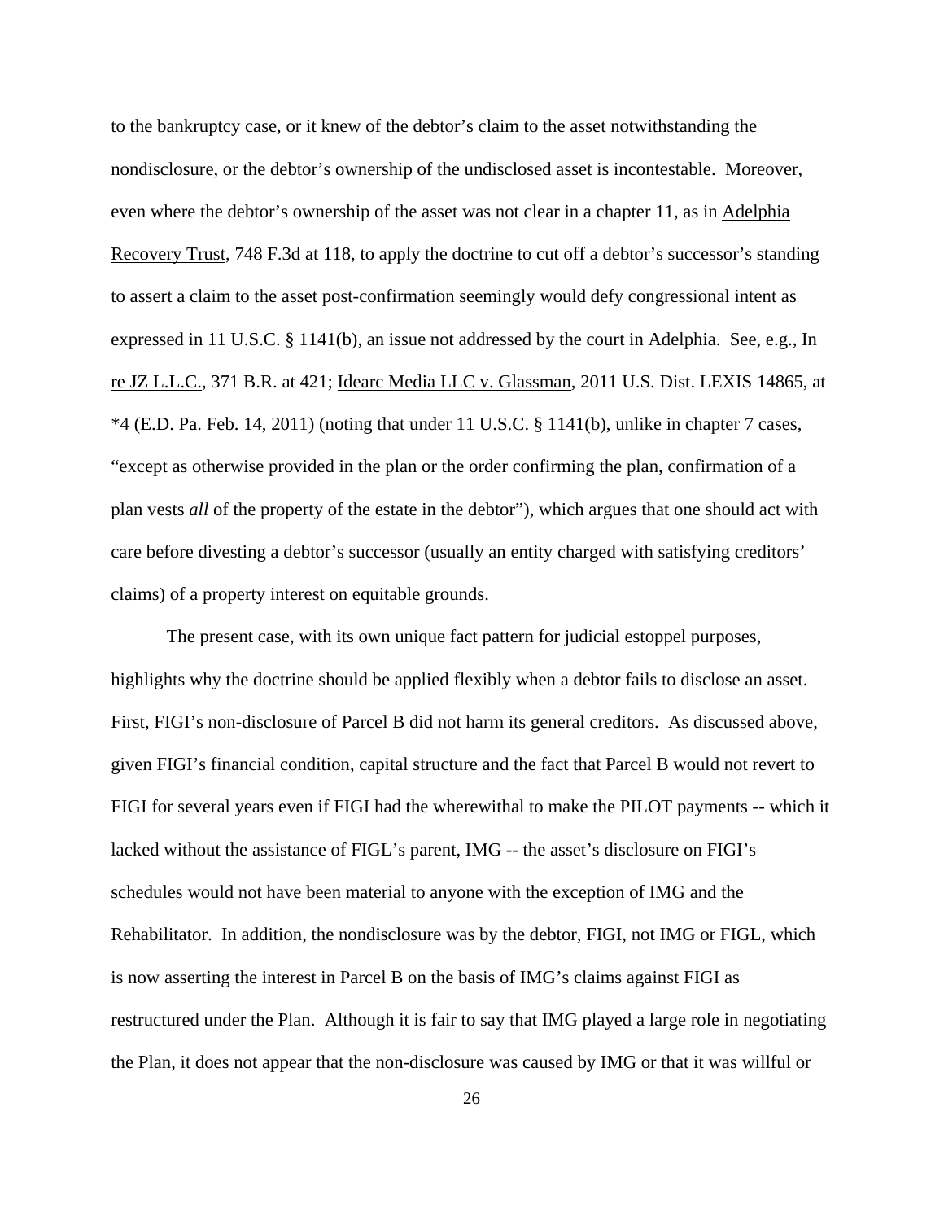to the bankruptcy case, or it knew of the debtor's claim to the asset notwithstanding the nondisclosure, or the debtor's ownership of the undisclosed asset is incontestable. Moreover, even where the debtor's ownership of the asset was not clear in a chapter 11, as in Adelphia Recovery Trust, 748 F.3d at 118, to apply the doctrine to cut off a debtor's successor's standing to assert a claim to the asset post-confirmation seemingly would defy congressional intent as expressed in 11 U.S.C. § 1141(b), an issue not addressed by the court in Adelphia. See, e.g., In re JZ L.L.C., 371 B.R. at 421; Idearc Media LLC v. Glassman, 2011 U.S. Dist. LEXIS 14865, at *4 (E.D. Pa. Feb. 14, 2011) (noting that under 11 U.S.C. § 1141(b), unlike in chapter 7 cases, "except as otherwise provided in the plan or the order confirming the plan, confirmation of a plan vests *all* of the property of the estate in the debtor"), which argues that one should act with care before divesting a debtor's successor (usually an entity charged with satisfying creditors' claims) of a property interest on equitable grounds.

The present case, with its own unique fact pattern for judicial estoppel purposes, highlights why the doctrine should be applied flexibly when a debtor fails to disclose an asset. First, FIGI's non-disclosure of Parcel B did not harm its general creditors. As discussed above, given FIGI's financial condition, capital structure and the fact that Parcel B would not revert to FIGI for several years even if FIGI had the wherewithal to make the PILOT payments -- which it lacked without the assistance of FIGL's parent, IMG -- the asset's disclosure on FIGI's schedules would not have been material to anyone with the exception of IMG and the Rehabilitator. In addition, the nondisclosure was by the debtor, FIGI, not IMG or FIGL, which is now asserting the interest in Parcel B on the basis of IMG's claims against FIGI as restructured under the Plan. Although it is fair to say that IMG played a large role in negotiating the Plan, it does not appear that the non-disclosure was caused by IMG or that it was willful or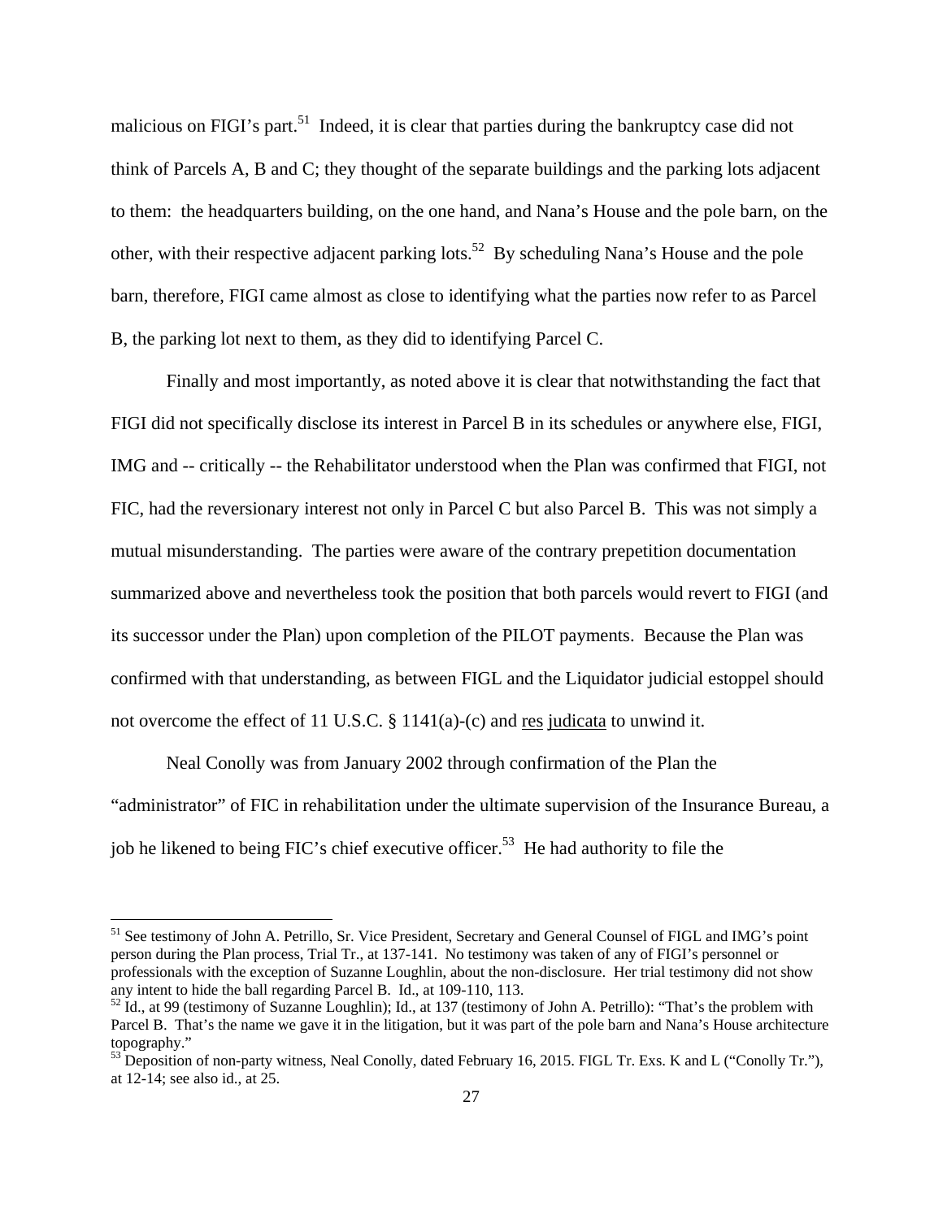malicious on FIGI's part.[51] Indeed, it is clear that parties during the bankruptcy case did not think of Parcels A, B and C; they thought of the separate buildings and the parking lots adjacent to them: the headquarters building, on the one hand, and Nana's House and the pole barn, on the other, with their respective adjacent parking lots.[52] By scheduling Nana's House and the pole barn, therefore, FIGI came almost as close to identifying what the parties now refer to as Parcel B, the parking lot next to them, as they did to identifying Parcel C.

Finally and most importantly, as noted above it is clear that notwithstanding the fact that FIGI did not specifically disclose its interest in Parcel B in its schedules or anywhere else, FIGI, IMG and -- critically -- the Rehabilitator understood when the Plan was confirmed that FIGI, not FIC, had the reversionary interest not only in Parcel C but also Parcel B. This was not simply a mutual misunderstanding. The parties were aware of the contrary prepetition documentation summarized above and nevertheless took the position that both parcels would revert to FIGI (and its successor under the Plan) upon completion of the PILOT payments. Because the Plan was confirmed with that understanding, as between FIGL and the Liquidator judicial estoppel should not overcome the effect of 11 U.S.C. § 1141(a)-(c) and <u>res judicata</u> to unwind it.

Neal Conolly was from January 2002 through confirmation of the Plan the "administrator" of FIC in rehabilitation under the ultimate supervision of the Insurance Bureau, a job he likened to being FIC's chief executive officer.[53] He had authority to file the

---

[51] See testimony of John A. Petrillo, Sr. Vice President, Secretary and General Counsel of FIGL and IMG's point person during the Plan process, Trial Tr., at 137-141. No testimony was taken of any of FIGI's personnel or professionals with the exception of Suzanne Loughlin, about the non-disclosure. Her trial testimony did not show any intent to hide the ball regarding Parcel B. Id., at 109-110, 113.

[52] Id., at 99 (testimony of Suzanne Loughlin); Id., at 137 (testimony of John A. Petrillo): "That's the problem with Parcel B. That's the name we gave it in the litigation, but it was part of the pole barn and Nana's House architecture topography."

[53] Deposition of non-party witness, Neal Conolly, dated February 16, 2015. FIGL Tr. Exs. K and L ("Conolly Tr."), at 12-14; see also id., at 25.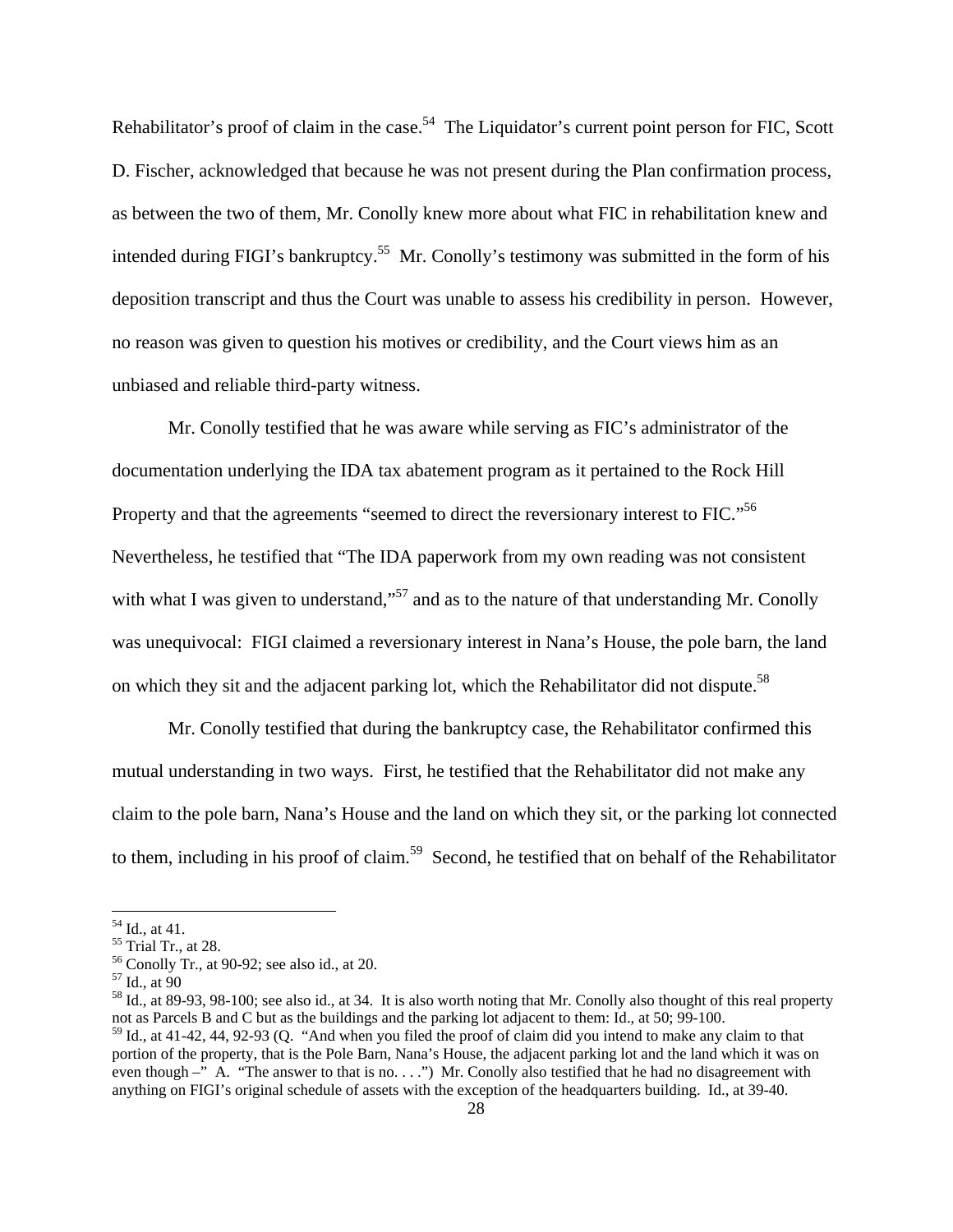Rehabilitator's proof of claim in the case.[54] The Liquidator's current point person for FIC, Scott D. Fischer, acknowledged that because he was not present during the Plan confirmation process, as between the two of them, Mr. Conolly knew more about what FIC in rehabilitation knew and intended during FIGI's bankruptcy.[55] Mr. Conolly's testimony was submitted in the form of his deposition transcript and thus the Court was unable to assess his credibility in person. However, no reason was given to question his motives or credibility, and the Court views him as an unbiased and reliable third-party witness.

Mr. Conolly testified that he was aware while serving as FIC's administrator of the documentation underlying the IDA tax abatement program as it pertained to the Rock Hill Property and that the agreements "seemed to direct the reversionary interest to FIC."[56] Nevertheless, he testified that "The IDA paperwork from my own reading was not consistent with what I was given to understand,"[57] and as to the nature of that understanding Mr. Conolly was unequivocal: FIGI claimed a reversionary interest in Nana's House, the pole barn, the land on which they sit and the adjacent parking lot, which the Rehabilitator did not dispute.[58]

Mr. Conolly testified that during the bankruptcy case, the Rehabilitator confirmed this mutual understanding in two ways. First, he testified that the Rehabilitator did not make any claim to the pole barn, Nana's House and the land on which they sit, or the parking lot connected to them, including in his proof of claim.[59] Second, he testified that on behalf of the Rehabilitator

---

[54] Id., at 41.

[55] Trial Tr., at 28.

[56] Conolly Tr., at 90-92; see also id., at 20.

[57] Id., at 90

[58] Id., at 89-93, 98-100; see also id., at 34. It is also worth noting that Mr. Conolly also thought of this real property not as Parcels B and C but as the buildings and the parking lot adjacent to them: Id., at 50; 99-100.

[59] Id., at 41-42, 44, 92-93 (Q. "And when you filed the proof of claim did you intend to make any claim to that portion of the property, that is the Pole Barn, Nana's House, the adjacent parking lot and the land which it was on even though –" A. "The answer to that is no. . . .") Mr. Conolly also testified that he had no disagreement with anything on FIGI's original schedule of assets with the exception of the headquarters building. Id., at 39-40.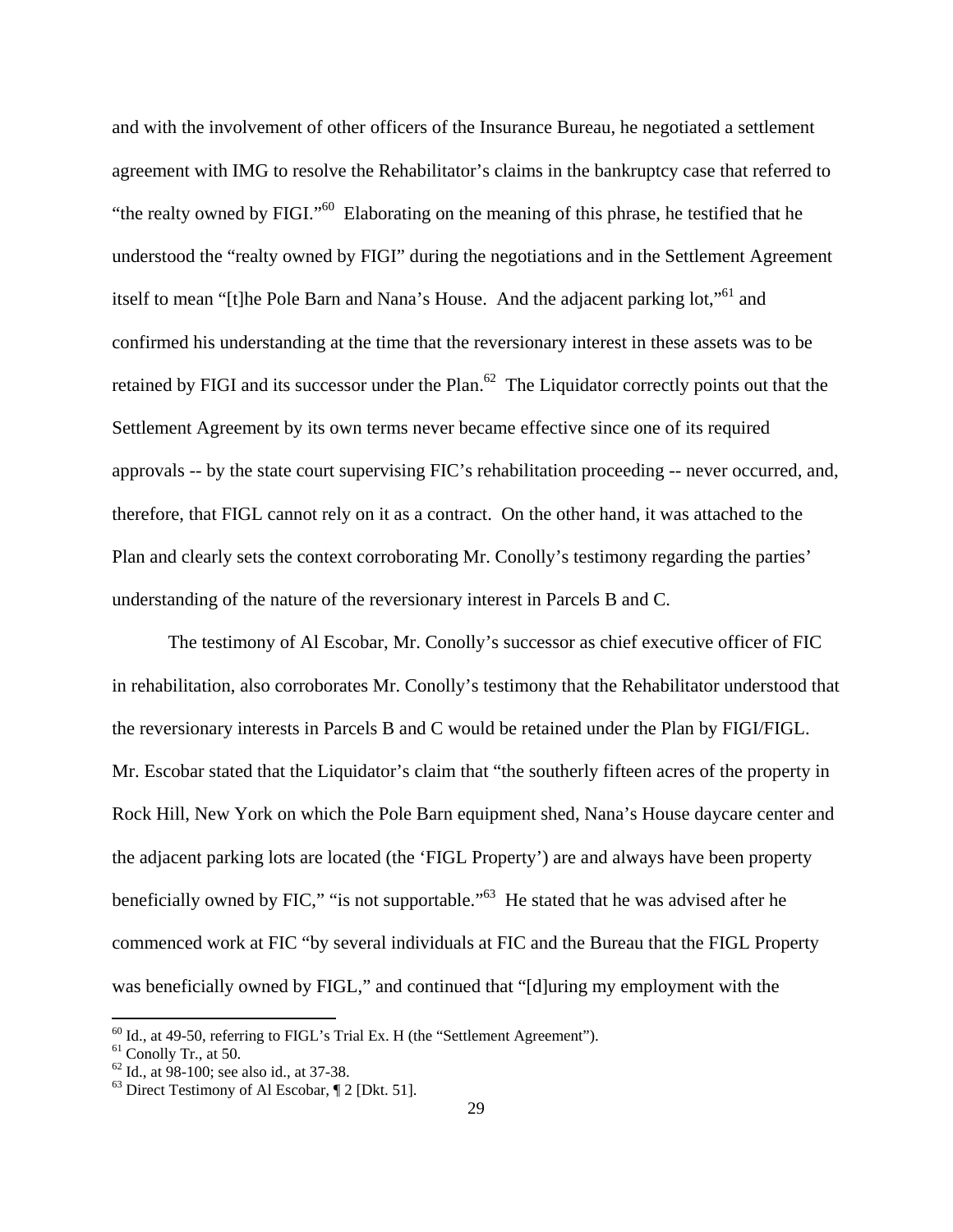and with the involvement of other officers of the Insurance Bureau, he negotiated a settlement agreement with IMG to resolve the Rehabilitator's claims in the bankruptcy case that referred to "the realty owned by FIGI."[60] Elaborating on the meaning of this phrase, he testified that he understood the "realty owned by FIGI" during the negotiations and in the Settlement Agreement itself to mean "[t]he Pole Barn and Nana's House. And the adjacent parking lot,"[61] and confirmed his understanding at the time that the reversionary interest in these assets was to be retained by FIGI and its successor under the Plan.[62] The Liquidator correctly points out that the Settlement Agreement by its own terms never became effective since one of its required approvals -- by the state court supervising FIC's rehabilitation proceeding -- never occurred, and, therefore, that FIGL cannot rely on it as a contract. On the other hand, it was attached to the Plan and clearly sets the context corroborating Mr. Conolly's testimony regarding the parties' understanding of the nature of the reversionary interest in Parcels B and C.

The testimony of Al Escobar, Mr. Conolly's successor as chief executive officer of FIC in rehabilitation, also corroborates Mr. Conolly's testimony that the Rehabilitator understood that the reversionary interests in Parcels B and C would be retained under the Plan by FIGI/FIGL. Mr. Escobar stated that the Liquidator's claim that "the southerly fifteen acres of the property in Rock Hill, New York on which the Pole Barn equipment shed, Nana's House daycare center and the adjacent parking lots are located (the 'FIGL Property') are and always have been property beneficially owned by FIC," "is not supportable."[63] He stated that he was advised after he commenced work at FIC "by several individuals at FIC and the Bureau that the FIGL Property was beneficially owned by FIGL," and continued that "[d]uring my employment with the

---

[60] Id., at 49-50, referring to FIGL's Trial Ex. H (the "Settlement Agreement").

[61] Conolly Tr., at 50.

[62] Id., at 98-100; see also id., at 37-38.

[63] Direct Testimony of Al Escobar, ¶ 2 [Dkt. 51].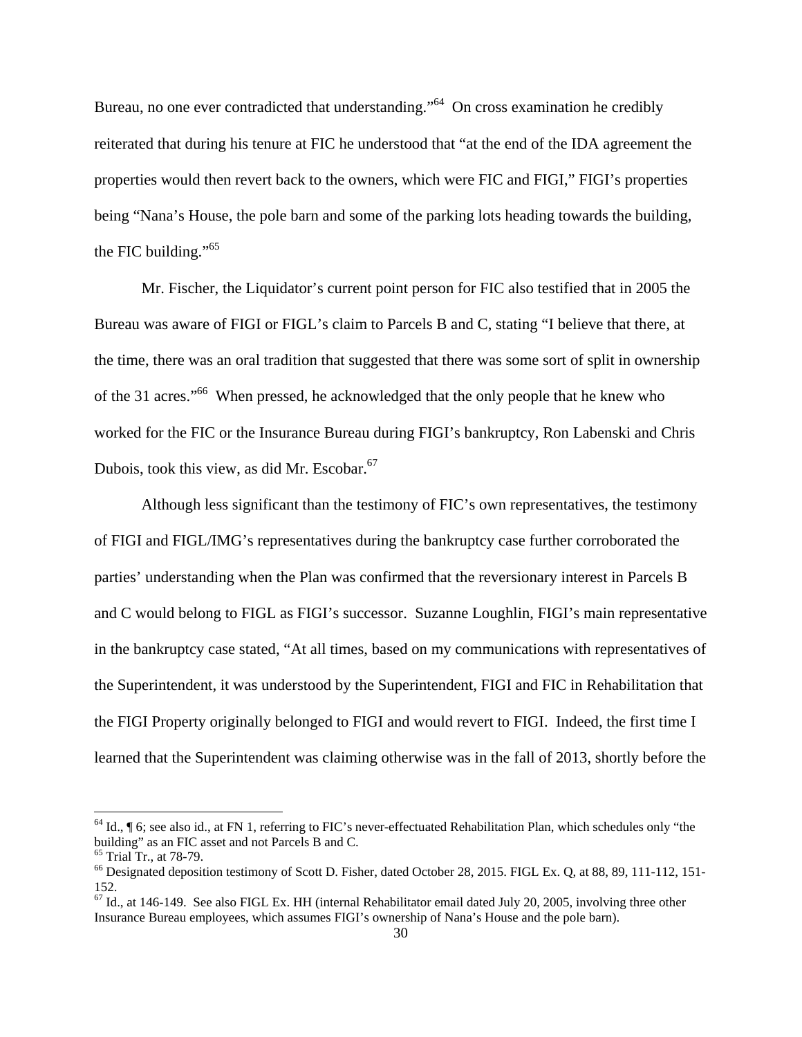Bureau, no one ever contradicted that understanding."[64] On cross examination he credibly reiterated that during his tenure at FIC he understood that "at the end of the IDA agreement the properties would then revert back to the owners, which were FIC and FIGI," FIGI's properties being "Nana's House, the pole barn and some of the parking lots heading towards the building, the FIC building."[65]

Mr. Fischer, the Liquidator's current point person for FIC also testified that in 2005 the Bureau was aware of FIGI or FIGL's claim to Parcels B and C, stating "I believe that there, at the time, there was an oral tradition that suggested that there was some sort of split in ownership of the 31 acres."[66] When pressed, he acknowledged that the only people that he knew who worked for the FIC or the Insurance Bureau during FIGI's bankruptcy, Ron Labenski and Chris Dubois, took this view, as did Mr. Escobar.[67]

Although less significant than the testimony of FIC's own representatives, the testimony of FIGI and FIGL/IMG's representatives during the bankruptcy case further corroborated the parties' understanding when the Plan was confirmed that the reversionary interest in Parcels B and C would belong to FIGL as FIGI's successor. Suzanne Loughlin, FIGI's main representative in the bankruptcy case stated, "At all times, based on my communications with representatives of the Superintendent, it was understood by the Superintendent, FIGI and FIC in Rehabilitation that the FIGI Property originally belonged to FIGI and would revert to FIGI. Indeed, the first time I learned that the Superintendent was claiming otherwise was in the fall of 2013, shortly before the

---

[64] Id., ¶ 6; see also id., at FN 1, referring to FIC's never-effectuated Rehabilitation Plan, which schedules only "the building" as an FIC asset and not Parcels B and C.

[65] Trial Tr., at 78-79.

[66] Designated deposition testimony of Scott D. Fisher, dated October 28, 2015. FIGL Ex. Q, at 88, 89, 111-112, 151-152.

[67] Id., at 146-149. See also FIGL Ex. HH (internal Rehabilitator email dated July 20, 2005, involving three other Insurance Bureau employees, which assumes FIGI's ownership of Nana's House and the pole barn).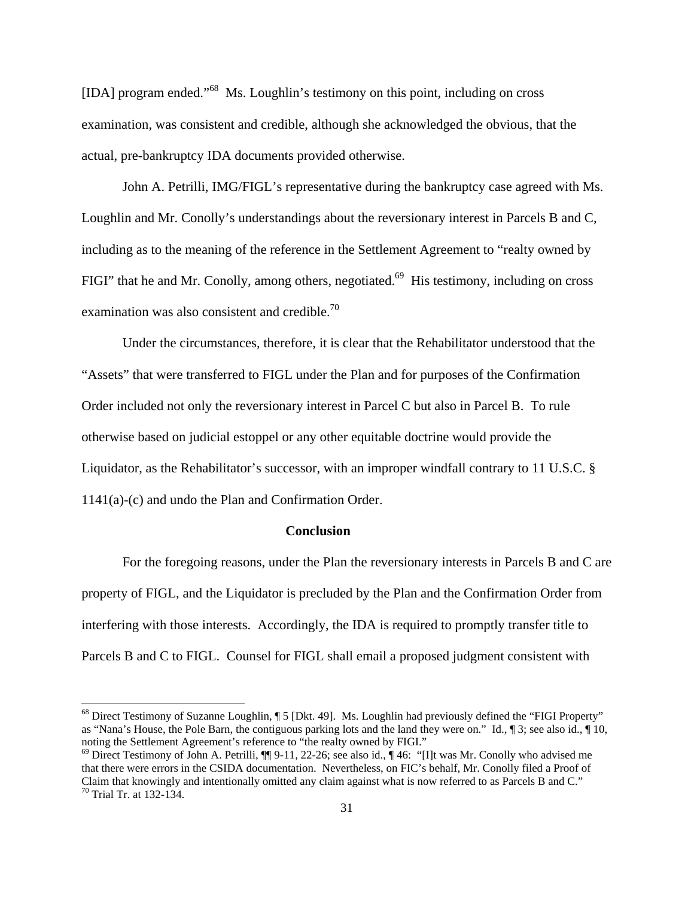[IDA] program ended."[68] Ms. Loughlin's testimony on this point, including on cross examination, was consistent and credible, although she acknowledged the obvious, that the actual, pre-bankruptcy IDA documents provided otherwise.

John A. Petrilli, IMG/FIGL's representative during the bankruptcy case agreed with Ms. Loughlin and Mr. Conolly's understandings about the reversionary interest in Parcels B and C, including as to the meaning of the reference in the Settlement Agreement to "realty owned by FIGI" that he and Mr. Conolly, among others, negotiated.[69] His testimony, including on cross examination was also consistent and credible.[70]

Under the circumstances, therefore, it is clear that the Rehabilitator understood that the "Assets" that were transferred to FIGL under the Plan and for purposes of the Confirmation Order included not only the reversionary interest in Parcel C but also in Parcel B. To rule otherwise based on judicial estoppel or any other equitable doctrine would provide the Liquidator, as the Rehabilitator's successor, with an improper windfall contrary to 11 U.S.C. § 1141(a)-(c) and undo the Plan and Confirmation Order.

## Conclusion

For the foregoing reasons, under the Plan the reversionary interests in Parcels B and C are property of FIGL, and the Liquidator is precluded by the Plan and the Confirmation Order from interfering with those interests. Accordingly, the IDA is required to promptly transfer title to Parcels B and C to FIGL. Counsel for FIGL shall email a proposed judgment consistent with

---

[68] Direct Testimony of Suzanne Loughlin, ¶ 5 [Dkt. 49]. Ms. Loughlin had previously defined the "FIGI Property" as "Nana's House, the Pole Barn, the contiguous parking lots and the land they were on." Id., ¶ 3; see also id., ¶ 10, noting the Settlement Agreement's reference to "the realty owned by FIGI."

[69] Direct Testimony of John A. Petrilli, ¶¶ 9-11, 22-26; see also id., ¶ 46: "[I]t was Mr. Conolly who advised me that there were errors in the CSIDA documentation. Nevertheless, on FIC's behalf, Mr. Conolly filed a Proof of Claim that knowingly and intentionally omitted any claim against what is now referred to as Parcels B and C."

[70] Trial Tr. at 132-134.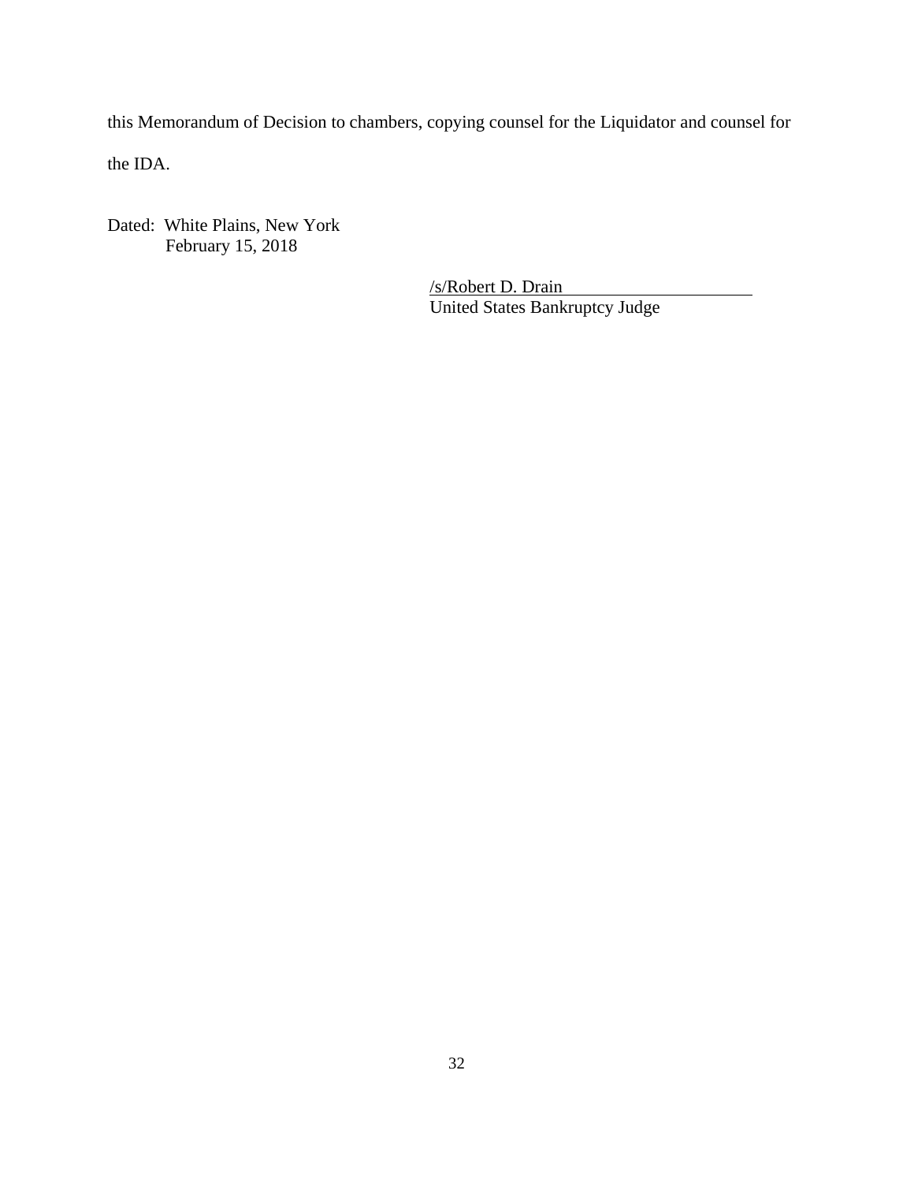this Memorandum of Decision to chambers, copying counsel for the Liquidator and counsel for the IDA.

Dated: White Plains, New York
February 15, 2018

/s/Robert D. Drain
United States Bankruptcy Judge